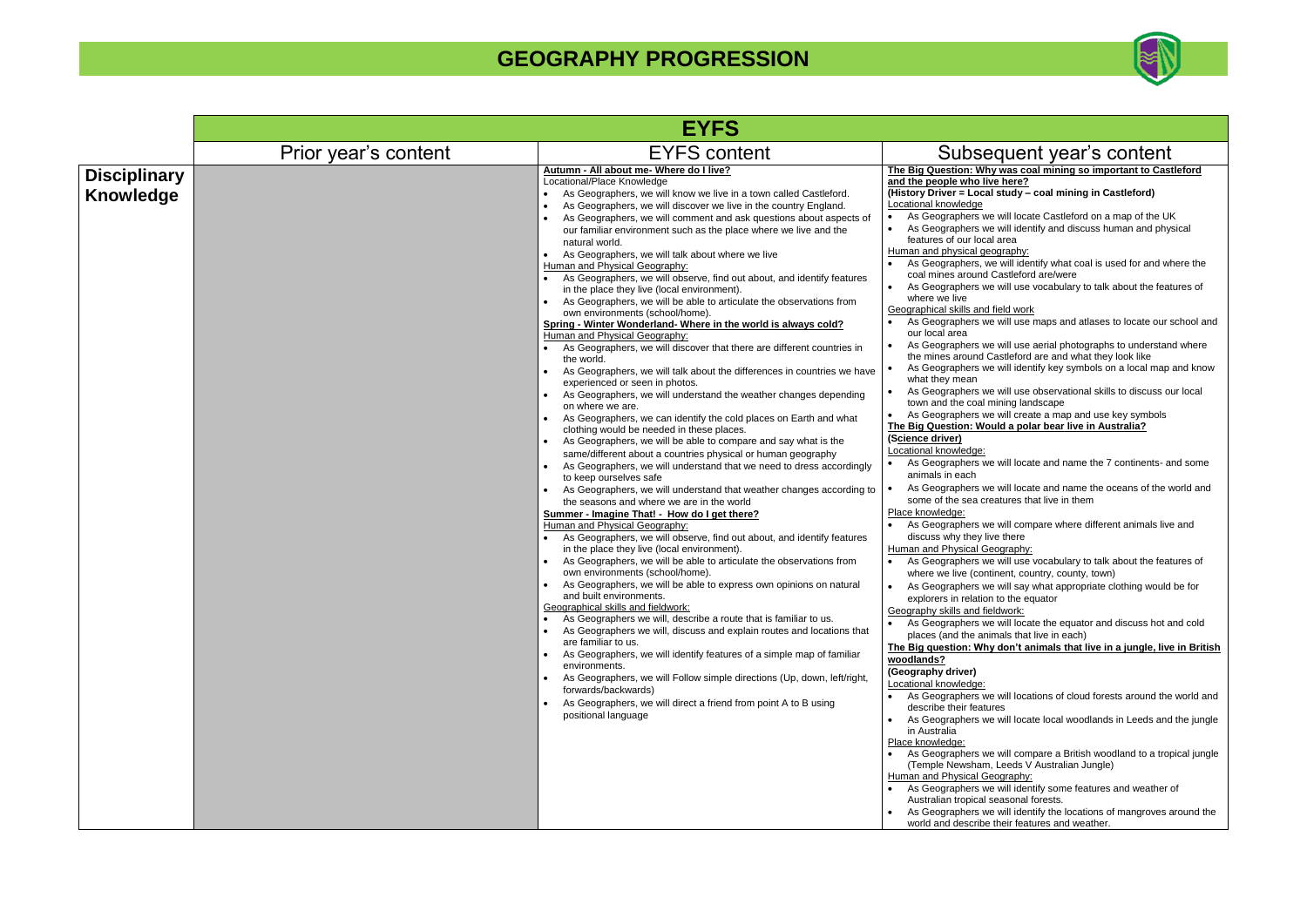# GEOGRAPHY PROGRESSION

| | EYFS | | |
|---|---|---|---|
| | Prior year's content | EYFS content | Subsequent year's content |
| **Disciplinary Knowledge** | | **Autumn - All about me- Where do I live?**<br>Locational/Place Knowledge<br>• As Geographers, we will know we live in a town called Castleford.<br>• As Geographers, we will discover we live in the country England.<br>• As Geographers, we will comment and ask questions about aspects of our familiar environment such as the place where we live and the natural world.<br>• As Geographers, we will talk about where we live<br>Human and Physical Geography:<br>• As Geographers, we will observe, find out about, and identify features in the place they live (local environment).<br>• As Geographers, we will be able to articulate the observations from own environments (school/home).<br>**Spring - Winter Wonderland- Where in the world is always cold?**<br>Human and Physical Geography:<br>• As Geographers, we will discover that there are different countries in the world.<br>• As Geographers, we will talk about the differences in countries we have experienced or seen in photos.<br>• As Geographers, we will understand the weather changes depending on where we are.<br>• As Geographers, we can identify the cold places on Earth and what clothing would be needed in these places.<br>• As Geographers, we will be able to compare and say what is the same/different about a countries physical or human geography<br>• As Geographers, we will understand that we need to dress accordingly to keep ourselves safe<br>• As Geographers, we will understand that weather changes according to the seasons and where we are in the world<br>**Summer - Imagine That! - How do I get there?**<br>Human and Physical Geography:<br>• As Geographers, we will observe, find out about, and identify features in the place they live (local environment).<br>• As Geographers, we will be able to articulate the observations from own environments (school/home).<br>• As Geographers, we will be able to express own opinions on natural and built environments.<br>Geographical skills and fieldwork:<br>• As Geographers we will, describe a route that is familiar to us.<br>• As Geographers we will, discuss and explain routes and locations that are familiar to us.<br>• As Geographers, we will identify features of a simple map of familiar environments.<br>• As Geographers, we will Follow simple directions (Up, down, left/right, forwards/backwards)<br>• As Geographers, we will direct a friend from point A to B using positional language | **The Big Question: Why was coal mining so important to Castleford and the people who live here?**<br>**(History Driver = Local study – coal mining in Castleford)**<br>Locational knowledge<br>• As Geographers we will locate Castleford on a map of the UK<br>• As Geographers we will identify and discuss human and physical features of our local area<br>Human and physical geography:<br>• As Geographers, we will identify what coal is used for and where the coal mines around Castleford are/were<br>• As Geographers we will use vocabulary to talk about the features of where we live<br>Geographical skills and field work<br>• As Geographers we will use maps and atlases to locate our school and our local area<br>• As Geographers we will use aerial photographs to understand where the mines around Castleford are and what they look like<br>• As Geographers we will identify key symbols on a local map and know what they mean<br>• As Geographers we will use observational skills to discuss our local town and the coal mining landscape<br>• As Geographers we will create a map and use key symbols<br>**The Big Question: Would a polar bear live in Australia?**<br>**(Science driver)**<br>Locational knowledge:<br>• As Geographers we will locate and name the 7 continents- and some animals in each<br>• As Geographers we will locate and name the oceans of the world and some of the sea creatures that live in them<br>Place knowledge:<br>• As Geographers we will compare where different animals live and discuss why they live there<br>Human and Physical Geography:<br>• As Geographers we will use vocabulary to talk about the features of where we live (continent, country, county, town)<br>• As Geographers we will say what appropriate clothing would be for explorers in relation to the equator<br>Geography skills and fieldwork:<br>• As Geographers we will locate the equator and discuss hot and cold places (and the animals that live in each)<br>**The Big question: Why don't animals that live in a jungle, live in British woodlands?**<br>**(Geography driver)**<br>Locational knowledge:<br>• As Geographers we will locations of cloud forests around the world and describe their features<br>• As Geographers we will locate local woodlands in Leeds and the jungle in Australia<br>Place knowledge:<br>• As Geographers we will compare a British woodland to a tropical jungle (Temple Newsham, Leeds V Australian Jungle)<br>Human and Physical Geography:<br>• As Geographers we will identify some features and weather of Australian tropical seasonal forests.<br>• As Geographers we will identify the locations of mangroves around the world and describe their features and weather. |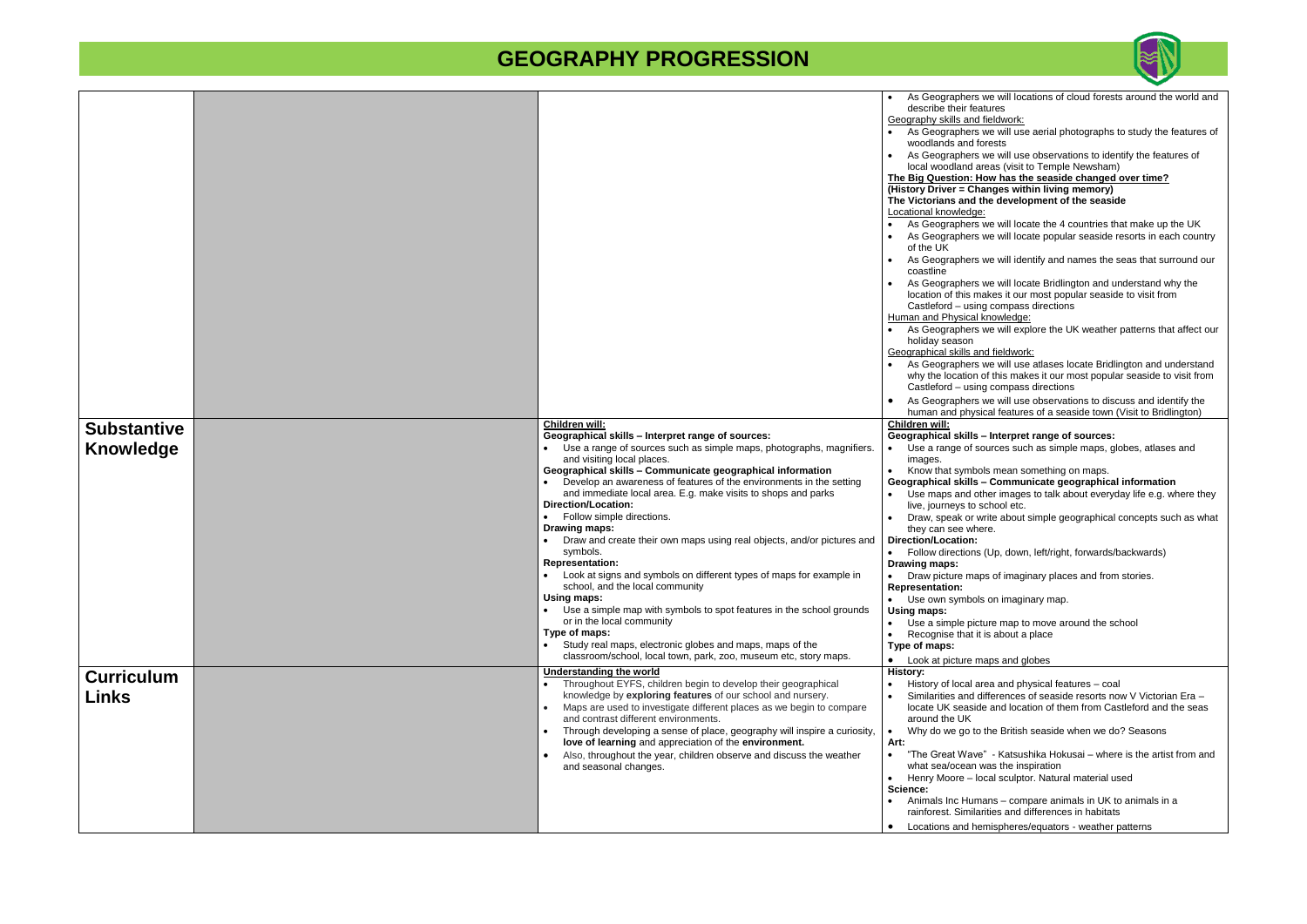# GEOGRAPHY PROGRESSION

| | | | |
|---|---|---|---|
| | | | • As Geographers we will locations of cloud forests around the world and describe their features<br>Geography skills and fieldwork:<br>• As Geographers we will use aerial photographs to study the features of woodlands and forests<br>• As Geographers we will use observations to identify the features of local woodland areas (visit to Temple Newsham)<br>**The Big Question: How has the seaside changed over time?**<br>**(History Driver = Changes within living memory)**<br>**The Victorians and the development of the seaside**<br>Locational knowledge:<br>• As Geographers we will locate the 4 countries that make up the UK<br>• As Geographers we will locate popular seaside resorts in each country of the UK<br>• As Geographers we will identify and names the seas that surround our coastline<br>• As Geographers we will locate Bridlington and understand why the location of this makes it our most popular seaside to visit from Castleford – using compass directions<br>Human and Physical knowledge:<br>• As Geographers we will explore the UK weather patterns that affect our holiday season<br>Geographical skills and fieldwork:<br>• As Geographers we will use atlases locate Bridlington and understand why the location of this makes it our most popular seaside to visit from Castleford – using compass directions<br>• As Geographers we will use observations to discuss and identify the human and physical features of a seaside town (Visit to Bridlington) |
| **Substantive Knowledge** | | **Children will:**<br>**Geographical skills – Interpret range of sources:**<br>• Use a range of sources such as simple maps, photographs, magnifiers. and visiting local places.<br>**Geographical skills – Communicate geographical information**<br>• Develop an awareness of features of the environments in the setting and immediate local area. E.g. make visits to shops and parks<br>**Direction/Location:**<br>• Follow simple directions.<br>**Drawing maps:**<br>• Draw and create their own maps using real objects, and/or pictures and symbols.<br>**Representation:**<br>• Look at signs and symbols on different types of maps for example in school, and the local community<br>**Using maps:**<br>• Use a simple map with symbols to spot features in the school grounds or in the local community<br>**Type of maps:**<br>• Study real maps, electronic globes and maps, maps of the classroom/school, local town, park, zoo, museum etc, story maps. | **Children will:**<br>**Geographical skills – Interpret range of sources:**<br>• Use a range of sources such as simple maps, globes, atlases and images.<br>• Know that symbols mean something on maps.<br>**Geographical skills – Communicate geographical information**<br>• Use maps and other images to talk about everyday life e.g. where they live, journeys to school etc.<br>• Draw, speak or write about simple geographical concepts such as what they can see where.<br>**Direction/Location:**<br>• Follow directions (Up, down, left/right, forwards/backwards)<br>**Drawing maps:**<br>• Draw picture maps of imaginary places and from stories.<br>**Representation:**<br>• Use own symbols on imaginary map.<br>**Using maps:**<br>• Use a simple picture map to move around the school<br>• Recognise that it is about a place<br>**Type of maps:**<br>• Look at picture maps and globes |
| **Curriculum Links** | | **Understanding the world**<br>• Throughout EYFS, children begin to develop their geographical knowledge by **exploring features** of our school and nursery.<br>• Maps are used to investigate different places as we begin to compare and contrast different environments.<br>• Through developing a sense of place, geography will inspire a curiosity, **love of learning** and appreciation of the **environment.**<br>• Also, throughout the year, children observe and discuss the weather and seasonal changes. | **History:**<br>• History of local area and physical features – coal<br>• Similarities and differences of seaside resorts now V Victorian Era – locate UK seaside and location of them from Castleford and the seas around the UK<br>• Why do we go to the British seaside when we do? Seasons<br>**Art:**<br>• "The Great Wave" - Katsushika Hokusai – where is the artist from and what sea/ocean was the inspiration<br>• Henry Moore – local sculptor. Natural material used<br>**Science:**<br>• Animals Inc Humans – compare animals in UK to animals in a rainforest. Similarities and differences in habitats<br>• Locations and hemispheres/equators - weather patterns |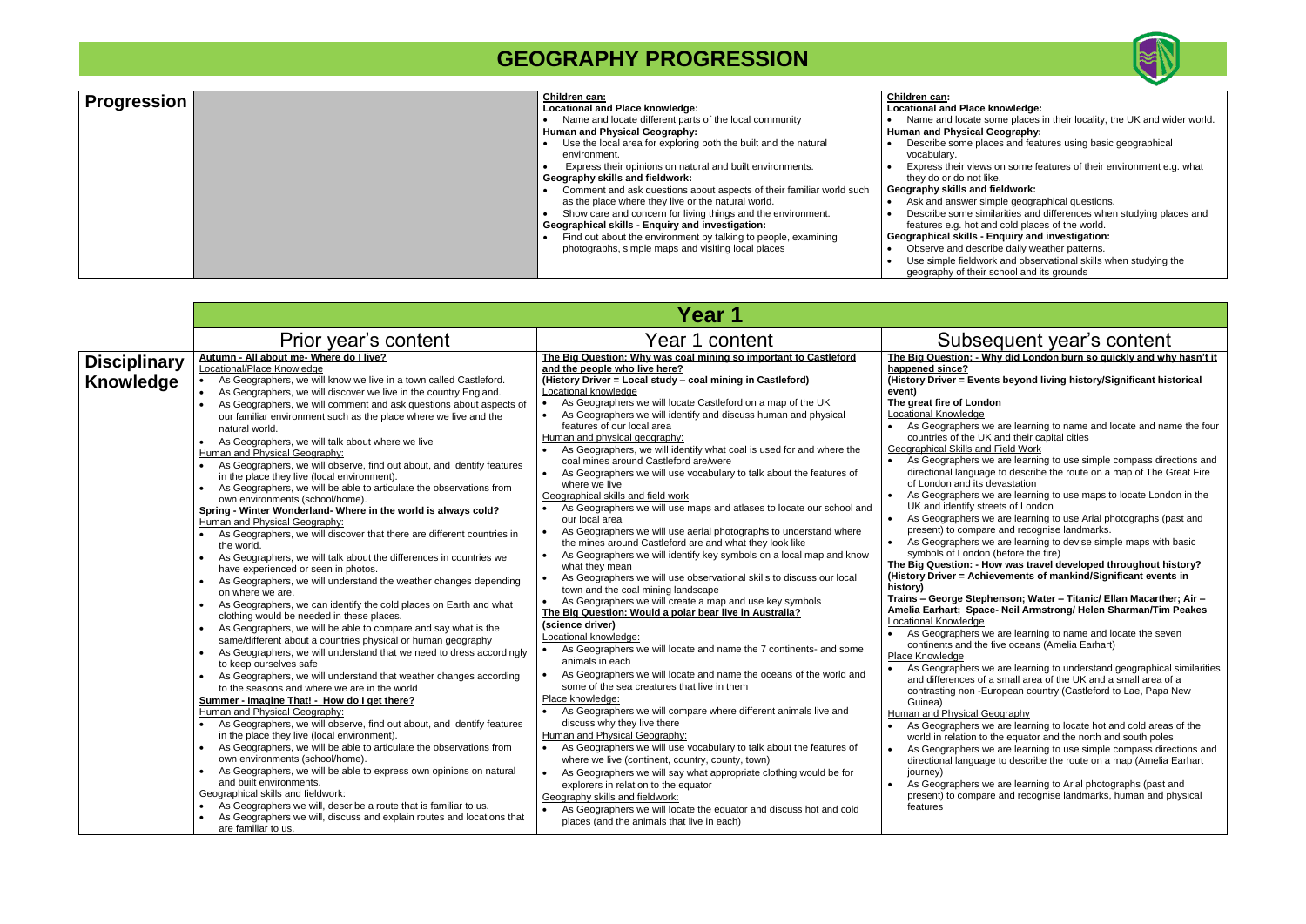# GEOGRAPHY PROGRESSION

| Progression | | Children can: | Children can: |
|---|---|---|---|
| | | **Locational and Place knowledge:**<br>• Name and locate different parts of the local community<br>**Human and Physical Geography:**<br>• Use the local area for exploring both the built and the natural environment.<br>• Express their opinions on natural and built environments.<br>**Geography skills and fieldwork:**<br>• Comment and ask questions about aspects of their familiar world such as the place where they live or the natural world.<br>• Show care and concern for living things and the environment.<br>**Geographical skills - Enquiry and investigation:**<br>• Find out about the environment by talking to people, examining photographs, simple maps and visiting local places | **Locational and Place knowledge:**<br>• Name and locate some places in their locality, the UK and wider world.<br>**Human and Physical Geography:**<br>• Describe some places and features using basic geographical vocabulary.<br>• Express their views on some features of their environment e.g. what they do or do not like.<br>**Geography skills and fieldwork:**<br>• Ask and answer simple geographical questions.<br>• Describe some similarities and differences when studying places and features e.g. hot and cold places of the world.<br>**Geographical skills - Enquiry and investigation:**<br>• Observe and describe daily weather patterns.<br>• Use simple fieldwork and observational skills when studying the geography of their school and its grounds |

## Year 1

| | Prior year's content | Year 1 content | Subsequent year's content |
|---|---|---|---|
| **Disciplinary Knowledge** | **Autumn - All about me- Where do I live?**<br>Locational/Place Knowledge<br>• As Geographers, we will know we live in a town called Castleford.<br>• As Geographers, we will discover we live in the country England.<br>• As Geographers, we will comment and ask questions about aspects of our familiar environment such as the place where we live and the natural world.<br>• As Geographers, we will talk about where we live<br>Human and Physical Geography:<br>• As Geographers, we will observe, find out about, and identify features in the place they live (local environment).<br>• As Geographers, we will be able to articulate the observations from own environments (school/home).<br>**Spring - Winter Wonderland- Where in the world is always cold?**<br>Human and Physical Geography:<br>• As Geographers, we will discover that there are different countries in the world.<br>• As Geographers, we will talk about the differences in countries we have experienced or seen in photos.<br>• As Geographers, we will understand the weather changes depending on where we are.<br>• As Geographers, we can identify the cold places on Earth and what clothing would be needed in these places.<br>• As Geographers, we will be able to compare and say what is the same/different about a countries physical or human geography<br>• As Geographers, we will understand that we need to dress accordingly to keep ourselves safe<br>• As Geographers, we will understand that weather changes according to the seasons and where we are in the world<br>**Summer - Imagine That! - How do I get there?**<br>Human and Physical Geography:<br>• As Geographers, we will observe, find out about, and identify features in the place they live (local environment).<br>• As Geographers, we will be able to articulate the observations from own environments (school/home).<br>• As Geographers, we will be able to express own opinions on natural and built environments.<br>Geographical skills and fieldwork:<br>• As Geographers we will, describe a route that is familiar to us.<br>• As Geographers we will, discuss and explain routes and locations that are familiar to us. | **The Big Question: Why was coal mining so important to Castleford and the people who live here?**<br>**(History Driver = Local study – coal mining in Castleford)**<br>Locational knowledge<br>• As Geographers we will locate Castleford on a map of the UK<br>• As Geographers we will identify and discuss human and physical features of our local area<br>Human and physical geography:<br>• As Geographers, we will identify what coal is used for and where the coal mines around Castleford are/were<br>• As Geographers we will use vocabulary to talk about the features of where we live<br>Geographical skills and field work<br>• As Geographers we will use maps and atlases to locate our school and our local area<br>• As Geographers we will use aerial photographs to understand where the mines around Castleford are and what they look like<br>• As Geographers we will identify key symbols on a local map and know what they mean<br>• As Geographers we will use observational skills to discuss our local town and the coal mining landscape<br>• As Geographers we will create a map and use key symbols<br>**The Big Question: Would a polar bear live in Australia?**<br>**(science driver)**<br>Locational knowledge:<br>• As Geographers we will locate and name the 7 continents- and some animals in each<br>• As Geographers we will locate and name the oceans of the world and some of the sea creatures that live in them<br>Place knowledge:<br>• As Geographers we will compare where different animals live and discuss why they live there<br>Human and Physical Geography:<br>• As Geographers we will use vocabulary to talk about the features of where we live (continent, country, county, town)<br>• As Geographers we will say what appropriate clothing would be for explorers in relation to the equator<br>Geography skills and fieldwork:<br>• As Geographers we will locate the equator and discuss hot and cold places (and the animals that live in each) | **The Big Question: - Why did London burn so quickly and why hasn't it happened since?**<br>**(History Driver = Events beyond living history/Significant historical event)**<br>**The great fire of London**<br>Locational Knowledge<br>• As Geographers we are learning to name and locate and name the four countries of the UK and their capital cities<br>Geographical Skills and Field Work<br>• As Geographers we are learning to use simple compass directions and directional language to describe the route on a map of The Great Fire of London and its devastation<br>• As Geographers we are learning to use maps to locate London in the UK and identify streets of London<br>• As Geographers we are learning to use Arial photographs (past and present) to compare and recognise landmarks.<br>• As Geographers we are learning to devise simple maps with basic symbols of London (before the fire)<br>**The Big Question: - How was travel developed throughout history?**<br>**(History Driver = Achievements of mankind/Significant events in history)**<br>**Trains – George Stephenson; Water – Titanic/ Ellan Macarther; Air – Amelia Earhart; Space- Neil Armstrong/ Helen Sharman/Tim Peakes**<br>Locational Knowledge<br>• As Geographers we are learning to name and locate the seven continents and the five oceans (Amelia Earhart)<br>Place Knowledge<br>• As Geographers we are learning to understand geographical similarities and differences of a small area of the UK and a small area of a contrasting non -European country (Castleford to Lae, Papa New Guinea)<br>Human and Physical Geography<br>• As Geographers we are learning to locate hot and cold areas of the world in relation to the equator and the north and south poles<br>• As Geographers we are learning to use simple compass directions and directional language to describe the route on a map (Amelia Earhart journey)<br>• As Geographers we are learning to Arial photographs (past and present) to compare and recognise landmarks, human and physical features |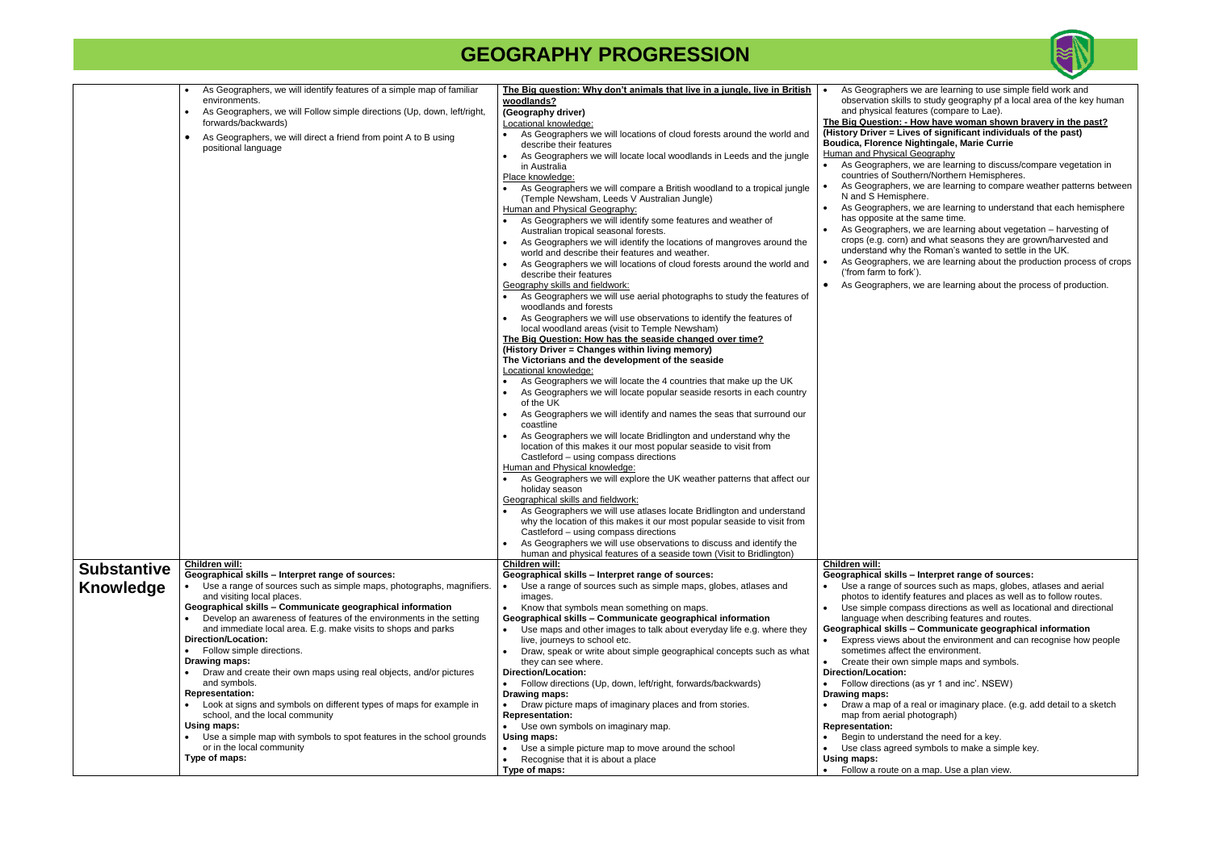# GEOGRAPHY PROGRESSION

| | | | |
|---|---|---|---|
| | • As Geographers, we will identify features of a simple map of familiar environments.<br>• As Geographers, we will Follow simple directions (Up, down, left/right, forwards/backwards)<br>• As Geographers, we will direct a friend from point A to B using positional language | **The Big question: Why don't animals that live in a jungle, live in British woodlands?**<br>**(Geography driver)**<br>Locational knowledge:<br>• As Geographers we will locations of cloud forests around the world and describe their features<br>• As Geographers we will locate local woodlands in Leeds and the jungle in Australia<br>Place knowledge:<br>• As Geographers we will compare a British woodland to a tropical jungle (Temple Newsham, Leeds V Australian Jungle)<br>Human and Physical Geography:<br>• As Geographers we will identify some features and weather of Australian tropical seasonal forests.<br>• As Geographers we will identify the locations of mangroves around the world and describe their features and weather.<br>• As Geographers we will locations of cloud forests around the world and describe their features<br>Geography skills and fieldwork:<br>• As Geographers we will use aerial photographs to study the features of woodlands and forests<br>• As Geographers we will use observations to identify the features of local woodland areas (visit to Temple Newsham)<br>**The Big Question: How has the seaside changed over time?**<br>**(History Driver = Changes within living memory)**<br>**The Victorians and the development of the seaside**<br>Locational knowledge:<br>• As Geographers we will locate the 4 countries that make up the UK<br>• As Geographers we will locate popular seaside resorts in each country of the UK<br>• As Geographers we will identify and names the seas that surround our coastline<br>• As Geographers we will locate Bridlington and understand why the location of this makes it our most popular seaside to visit from Castleford – using compass directions<br>Human and Physical knowledge:<br>• As Geographers we will explore the UK weather patterns that affect our holiday season<br>Geographical skills and fieldwork:<br>• As Geographers we will use atlases locate Bridlington and understand why the location of this makes it our most popular seaside to visit from Castleford – using compass directions<br>• As Geographers we will use observations to discuss and identify the human and physical features of a seaside town (Visit to Bridlington) | • As Geographers we are learning to use simple field work and observation skills to study geography pf a local area of the key human and physical features (compare to Lae).<br>**The Big Question: - How have woman shown bravery in the past?**<br>**(History Driver = Lives of significant individuals of the past)**<br>**Boudica, Florence Nightingale, Marie Currie**<br>Human and Physical Geography<br>• As Geographers, we are learning to discuss/compare vegetation in countries of Southern/Northern Hemispheres.<br>• As Geographers, we are learning to compare weather patterns between N and S Hemisphere.<br>• As Geographers, we are learning to understand that each hemisphere has opposite at the same time.<br>• As Geographers, we are learning about vegetation – harvesting of crops (e.g. corn) and what seasons they are grown/harvested and understand why the Roman's wanted to settle in the UK.<br>• As Geographers, we are learning about the production process of crops ('from farm to fork').<br>• As Geographers, we are learning about the process of production. |
| **Substantive Knowledge** | **Children will:**<br>**Geographical skills – Interpret range of sources:**<br>• Use a range of sources such as simple maps, photographs, magnifiers. and visiting local places.<br>**Geographical skills – Communicate geographical information**<br>• Develop an awareness of features of the environments in the setting and immediate local area. E.g. make visits to shops and parks<br>**Direction/Location:**<br>• Follow simple directions.<br>**Drawing maps:**<br>• Draw and create their own maps using real objects, and/or pictures and symbols.<br>**Representation:**<br>• Look at signs and symbols on different types of maps for example in school, and the local community<br>**Using maps:**<br>• Use a simple map with symbols to spot features in the school grounds or in the local community<br>**Type of maps:** | **Children will:**<br>**Geographical skills – Interpret range of sources:**<br>• Use a range of sources such as simple maps, globes, atlases and images.<br>• Know that symbols mean something on maps.<br>**Geographical skills – Communicate geographical information**<br>• Use maps and other images to talk about everyday life e.g. where they live, journeys to school etc.<br>• Draw, speak or write about simple geographical concepts such as what they can see where.<br>**Direction/Location:**<br>• Follow directions (Up, down, left/right, forwards/backwards)<br>**Drawing maps:**<br>• Draw picture maps of imaginary places and from stories.<br>**Representation:**<br>• Use own symbols on imaginary map.<br>**Using maps:**<br>• Use a simple picture map to move around the school<br>• Recognise that it is about a place<br>**Type of maps:** | **Children will:**<br>**Geographical skills – Interpret range of sources:**<br>• Use a range of sources such as maps, globes, atlases and aerial photos to identify features and places as well as to follow routes.<br>• Use simple compass directions as well as locational and directional language when describing features and routes.<br>**Geographical skills – Communicate geographical information**<br>• Express views about the environment and can recognise how people sometimes affect the environment.<br>• Create their own simple maps and symbols.<br>**Direction/Location:**<br>• Follow directions (as yr 1 and inc'. NSEW)<br>**Drawing maps:**<br>• Draw a map of a real or imaginary place. (e.g. add detail to a sketch map from aerial photograph)<br>**Representation:**<br>• Begin to understand the need for a key.<br>• Use class agreed symbols to make a simple key.<br>**Using maps:**<br>• Follow a route on a map. Use a plan view. |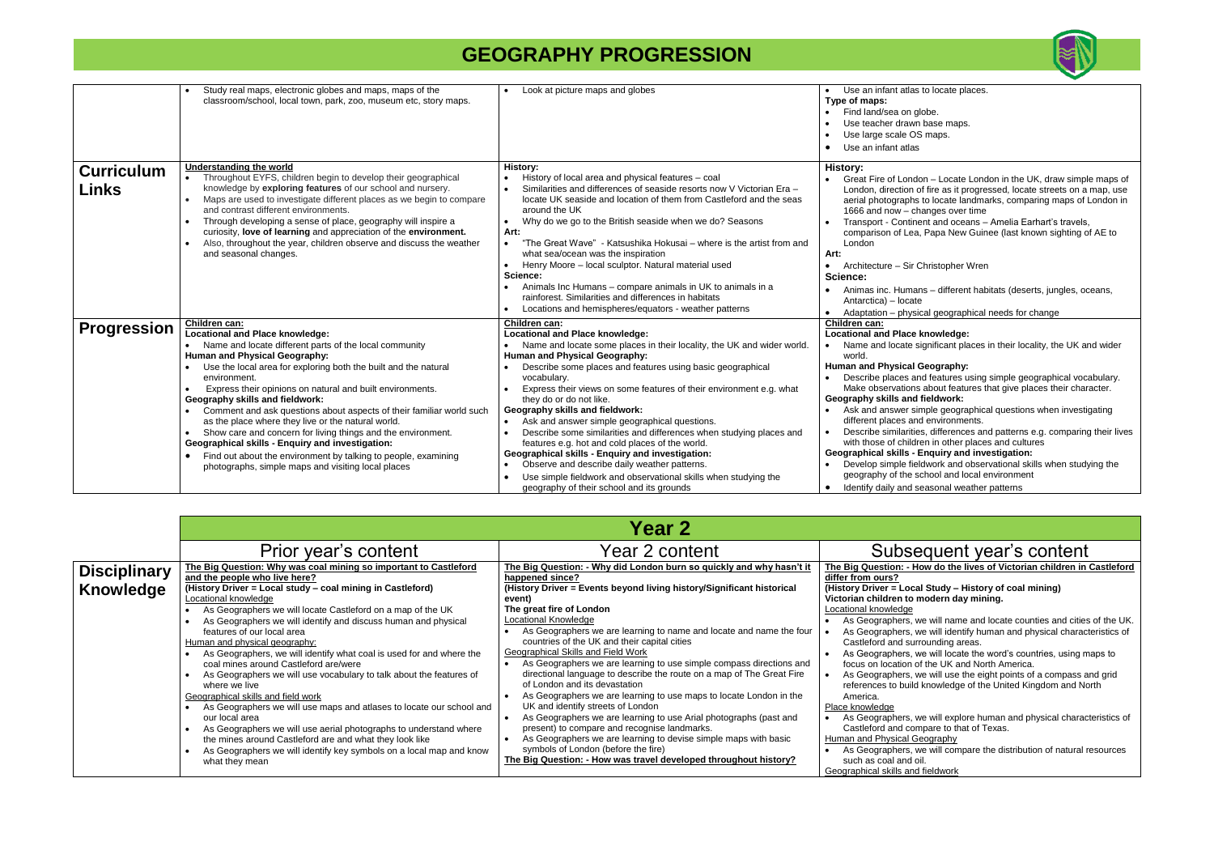# GEOGRAPHY PROGRESSION

| | | | |
|---|---|---|---|
| | • Study real maps, electronic globes and maps, maps of the classroom/school, local town, park, zoo, museum etc, story maps. | • Look at picture maps and globes | • Use an infant atlas to locate places.<br>**Type of maps:**<br>• Find land/sea on globe.<br>• Use teacher drawn base maps.<br>• Use large scale OS maps.<br>• Use an infant atlas |
| **Curriculum Links** | **Understanding the world**<br>• Throughout EYFS, children begin to develop their geographical knowledge by **exploring features** of our school and nursery.<br>• Maps are used to investigate different places as we begin to compare and contrast different environments.<br>• Through developing a sense of place, geography will inspire a curiosity, **love of learning** and appreciation of the **environment.**<br>• Also, throughout the year, children observe and discuss the weather and seasonal changes. | **History:**<br>• History of local area and physical features – coal<br>• Similarities and differences of seaside resorts now V Victorian Era – locate UK seaside and location of them from Castleford and the seas around the UK<br>• Why do we go to the British seaside when we do? Seasons<br>**Art:**<br>• "The Great Wave" - Katsushika Hokusai – where is the artist from and what sea/ocean was the inspiration<br>• Henry Moore – local sculptor. Natural material used<br>**Science:**<br>• Animals Inc Humans – compare animals in UK to animals in a rainforest. Similarities and differences in habitats<br>• Locations and hemispheres/equators - weather patterns | **History:**<br>• Great Fire of London – Locate London in the UK, draw simple maps of London, direction of fire as it progressed, locate streets on a map, use aerial photographs to locate landmarks, comparing maps of London in 1666 and now – changes over time<br>• Transport - Continent and oceans – Amelia Earhart's travels, comparison of Lea, Papa New Guinee (last known sighting of AE to London<br>**Art:**<br>• Architecture – Sir Christopher Wren<br>**Science:**<br>• Animas inc. Humans – different habitats (deserts, jungles, oceans, Antarctica) – locate<br>• Adaptation – physical geographical needs for change |
| **Progression** | **Children can:**<br>**Locational and Place knowledge:**<br>• Name and locate different parts of the local community<br>**Human and Physical Geography:**<br>• Use the local area for exploring both the built and the natural environment.<br>• Express their opinions on natural and built environments.<br>**Geography skills and fieldwork:**<br>• Comment and ask questions about aspects of their familiar world such as the place where they live or the natural world.<br>• Show care and concern for living things and the environment.<br>**Geographical skills - Enquiry and investigation:**<br>• Find out about the environment by talking to people, examining photographs, simple maps and visiting local places | **Children can:**<br>**Locational and Place knowledge:**<br>• Name and locate some places in their locality, the UK and wider world.<br>**Human and Physical Geography:**<br>• Describe some places and features using basic geographical vocabulary.<br>• Express their views on some features of their environment e.g. what they do or do not like.<br>**Geography skills and fieldwork:**<br>• Ask and answer simple geographical questions.<br>• Describe some similarities and differences when studying places and features e.g. hot and cold places of the world.<br>**Geographical skills - Enquiry and investigation:**<br>• Observe and describe daily weather patterns.<br>• Use simple fieldwork and observational skills when studying the geography of their school and its grounds | **Children can:**<br>**Locational and Place knowledge:**<br>• Name and locate significant places in their locality, the UK and wider world.<br>**Human and Physical Geography:**<br>• Describe places and features using simple geographical vocabulary. Make observations about features that give places their character.<br>**Geography skills and fieldwork:**<br>• Ask and answer simple geographical questions when investigating different places and environments.<br>• Describe similarities, differences and patterns e.g. comparing their lives with those of children in other places and cultures<br>**Geographical skills - Enquiry and investigation:**<br>• Develop simple fieldwork and observational skills when studying the geography of the school and local environment<br>• Identify daily and seasonal weather patterns |

| | Year 2 | | |
|---|---|---|---|
| | Prior year's content | Year 2 content | Subsequent year's content |
| **Disciplinary Knowledge** | **The Big Question: Why was coal mining so important to Castleford and the people who live here?**<br>**(History Driver = Local study – coal mining in Castleford)**<br>Locational knowledge<br>• As Geographers we will locate Castleford on a map of the UK<br>• As Geographers we will identify and discuss human and physical features of our local area<br>Human and physical geography:<br>• As Geographers, we will identify what coal is used for and where the coal mines around Castleford are/were<br>• As Geographers we will use vocabulary to talk about the features of where we live<br>Geographical skills and field work<br>• As Geographers we will use maps and atlases to locate our school and our local area<br>• As Geographers we will use aerial photographs to understand where the mines around Castleford are and what they look like<br>• As Geographers we will identify key symbols on a local map and know what they mean | **The Big Question: - Why did London burn so quickly and why hasn't it happened since?**<br>**(History Driver = Events beyond living history/Significant historical event)**<br>**The great fire of London**<br>Locational Knowledge<br>• As Geographers we are learning to name and locate and name the four countries of the UK and their capital cities<br>Geographical Skills and Field Work<br>• As Geographers we are learning to use simple compass directions and directional language to describe the route on a map of The Great Fire of London and its devastation<br>• As Geographers we are learning to use maps to locate London in the UK and identify streets of London<br>• As Geographers we are learning to use Arial photographs (past and present) to compare and recognise landmarks.<br>• As Geographers we are learning to devise simple maps with basic symbols of London (before the fire)<br>**The Big Question: - How was travel developed throughout history?** | **The Big Question: - How do the lives of Victorian children in Castleford differ from ours?**<br>**(History Driver = Local Study – History of coal mining)**<br>**Victorian children to modern day mining.**<br>Locational knowledge<br>• As Geographers, we will name and locate counties and cities of the UK.<br>• As Geographers, we will identify human and physical characteristics of Castleford and surrounding areas.<br>• As Geographers, we will locate the word's countries, using maps to focus on location of the UK and North America.<br>• As Geographers, we will use the eight points of a compass and grid references to build knowledge of the United Kingdom and North America.<br>Place knowledge<br>• As Geographers, we will explore human and physical characteristics of Castleford and compare to that of Texas.<br>Human and Physical Geography<br>• As Geographers, we will compare the distribution of natural resources such as coal and oil.<br>Geographical skills and fieldwork |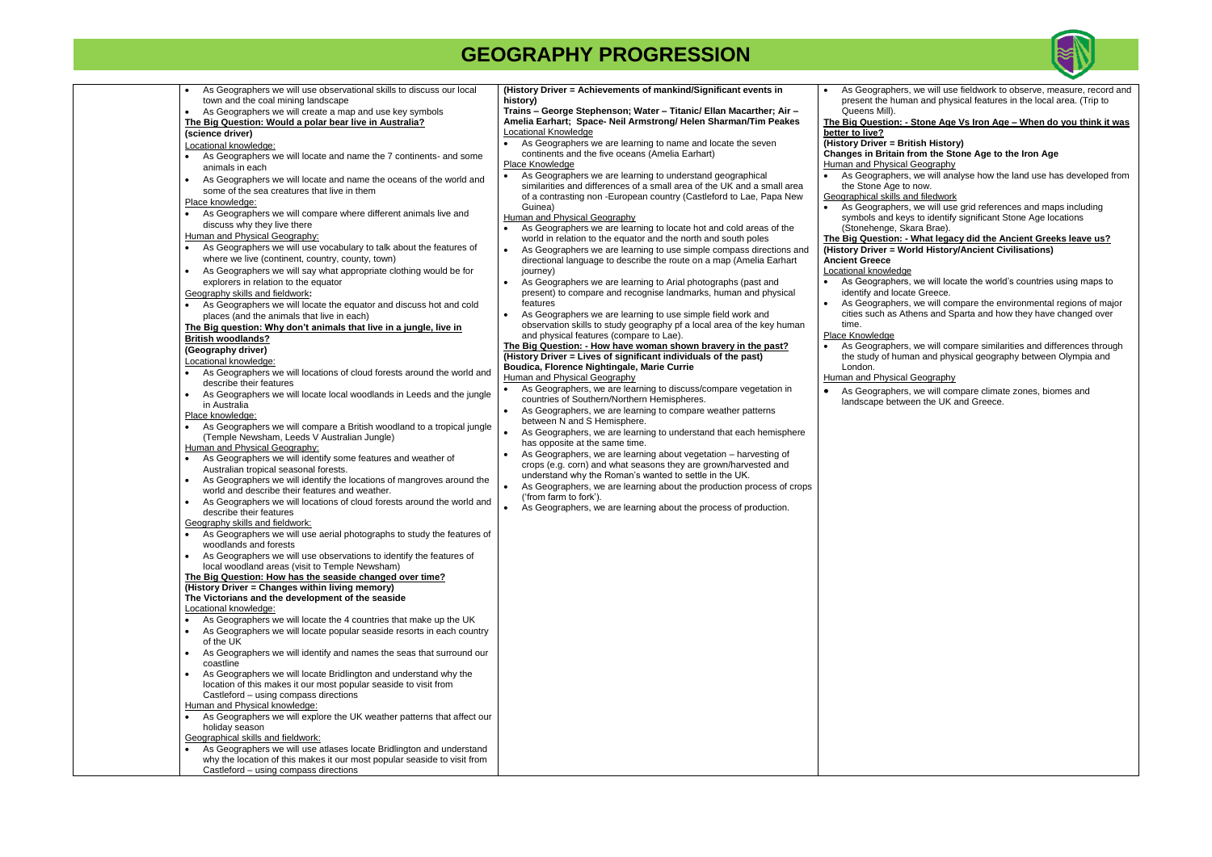# GEOGRAPHY PROGRESSION

| | | | |
|---|---|---|---|
| | • As Geographers we will use observational skills to discuss our local town and the coal mining landscape<br>• As Geographers we will create a map and use key symbols<br>**The Big Question: Would a polar bear live in Australia?**<br>**(science driver)**<br>Locational knowledge:<br>• As Geographers we will locate and name the 7 continents- and some animals in each<br>• As Geographers we will locate and name the oceans of the world and some of the sea creatures that live in them<br>Place knowledge:<br>• As Geographers we will compare where different animals live and discuss why they live there<br>Human and Physical Geography:<br>• As Geographers we will use vocabulary to talk about the features of where we live (continent, country, county, town)<br>• As Geographers we will say what appropriate clothing would be for explorers in relation to the equator<br>Geography skills and fieldwork:<br>• As Geographers we will locate the equator and discuss hot and cold places (and the animals that live in each)<br>**The Big question: Why don't animals that live in a jungle, live in British woodlands?**<br>**(Geography driver)**<br>Locational knowledge:<br>• As Geographers we will locations of cloud forests around the world and describe their features<br>• As Geographers we will locate local woodlands in Leeds and the jungle in Australia<br>Place knowledge:<br>• As Geographers we will compare a British woodland to a tropical jungle (Temple Newsham, Leeds V Australian Jungle)<br>Human and Physical Geography:<br>• As Geographers we will identify some features and weather of Australian tropical seasonal forests.<br>• As Geographers we will identify the locations of mangroves around the world and describe their features and weather.<br>• As Geographers we will locations of cloud forests around the world and describe their features<br>Geography skills and fieldwork:<br>• As Geographers we will use aerial photographs to study the features of woodlands and forests<br>• As Geographers we will use observations to identify the features of local woodland areas (visit to Temple Newsham)<br>**The Big Question: How has the seaside changed over time?**<br>**(History Driver = Changes within living memory)**<br>**The Victorians and the development of the seaside**<br>Locational knowledge:<br>• As Geographers we will locate the 4 countries that make up the UK<br>• As Geographers we will locate popular seaside resorts in each country of the UK<br>• As Geographers we will identify and names the seas that surround our coastline<br>• As Geographers we will locate Bridlington and understand why the location of this makes it our most popular seaside to visit from Castleford – using compass directions<br>Human and Physical knowledge:<br>• As Geographers we will explore the UK weather patterns that affect our holiday season<br>Geographical skills and fieldwork:<br>• As Geographers we will use atlases locate Bridlington and understand why the location of this makes it our most popular seaside to visit from Castleford – using compass directions | **(History Driver = Achievements of mankind/Significant events in history)**<br>**Trains – George Stephenson; Water – Titanic/ Ellan Macarther; Air – Amelia Earhart; Space- Neil Armstrong/ Helen Sharman/Tim Peakes**<br>Locational Knowledge<br>• As Geographers we are learning to name and locate the seven continents and the five oceans (Amelia Earhart)<br>Place Knowledge<br>• As Geographers we are learning to understand geographical similarities and differences of a small area of the UK and a small area of a contrasting non -European country (Castleford to Lae, Papa New Guinea)<br>Human and Physical Geography<br>• As Geographers we are learning to locate hot and cold areas of the world in relation to the equator and the north and south poles<br>• As Geographers we are learning to use simple compass directions and directional language to describe the route on a map (Amelia Earhart journey)<br>• As Geographers we are learning to Arial photographs (past and present) to compare and recognise landmarks, human and physical features<br>• As Geographers we are learning to use simple field work and observation skills to study geography pf a local area of the key human and physical features (compare to Lae).<br>**The Big Question: - How have woman shown bravery in the past?**<br>**(History Driver = Lives of significant individuals of the past)**<br>**Boudica, Florence Nightingale, Marie Currie**<br>Human and Physical Geography<br>• As Geographers, we are learning to discuss/compare vegetation in countries of Southern/Northern Hemispheres.<br>• As Geographers, we are learning to compare weather patterns between N and S Hemisphere.<br>• As Geographers, we are learning to understand that each hemisphere has opposite at the same time.<br>• As Geographers, we are learning about vegetation – harvesting of crops (e.g. corn) and what seasons they are grown/harvested and understand why the Roman's wanted to settle in the UK.<br>• As Geographers, we are learning about the production process of crops ('from farm to fork').<br>• As Geographers, we are learning about the process of production. | • As Geographers, we will use fieldwork to observe, measure, record and present the human and physical features in the local area. (Trip to Queens Mill).<br>**The Big Question: - Stone Age Vs Iron Age – When do you think it was better to live?**<br>**(History Driver = British History)**<br>**Changes in Britain from the Stone Age to the Iron Age**<br>Human and Physical Geography<br>• As Geographers, we will analyse how the land use has developed from the Stone Age to now.<br>Geographical skills and fieldwork<br>• As Geographers, we will use grid references and maps including symbols and keys to identify significant Stone Age locations (Stonehenge, Skara Brae).<br>**The Big Question: - What legacy did the Ancient Greeks leave us?**<br>**(History Driver = World History/Ancient Civilisations)**<br>**Ancient Greece**<br>Locational knowledge<br>• As Geographers, we will locate the world's countries using maps to identify and locate Greece.<br>• As Geographers, we will compare the environmental regions of major cities such as Athens and Sparta and how they have changed over time.<br>Place Knowledge<br>• As Geographers, we will compare similarities and differences through the study of human and physical geography between Olympia and London.<br>Human and Physical Geography<br>• As Geographers, we will compare climate zones, biomes and landscape between the UK and Greece. |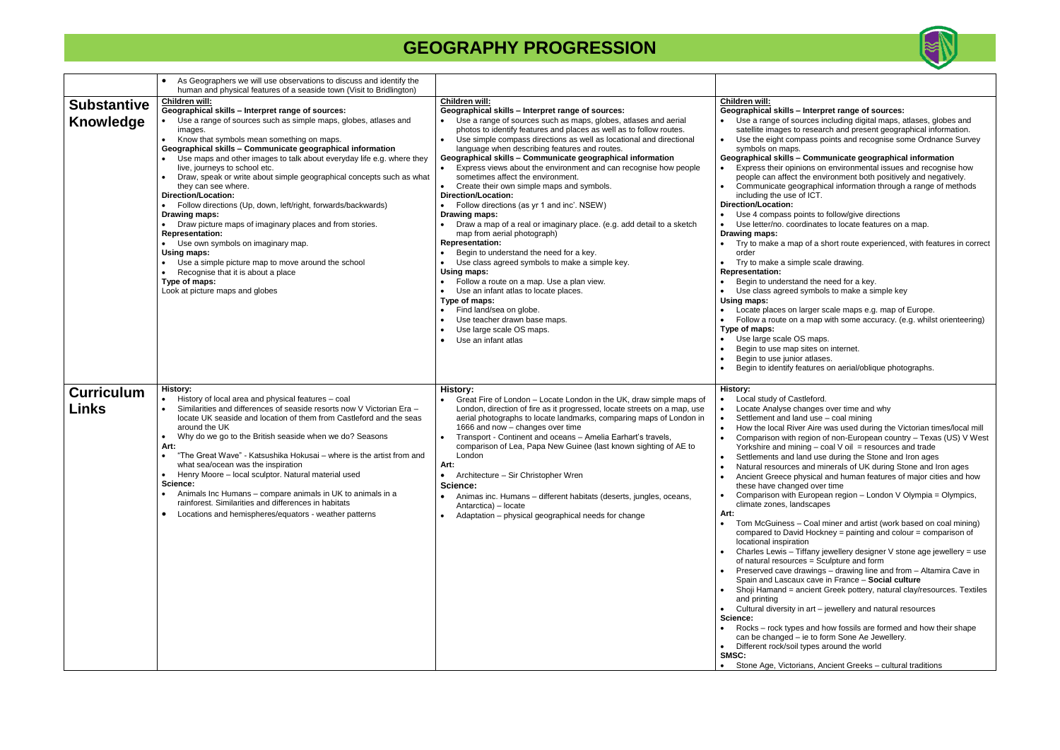# GEOGRAPHY PROGRESSION

| | | | |
|---|---|---|---|
| | • As Geographers we will use observations to discuss and identify the human and physical features of a seaside town (Visit to Bridlington) | | |
| **Substantive Knowledge** | **Children will:**<br>**Geographical skills – Interpret range of sources:**<br>• Use a range of sources such as simple maps, globes, atlases and images.<br>• Know that symbols mean something on maps.<br>**Geographical skills – Communicate geographical information**<br>• Use maps and other images to talk about everyday life e.g. where they live, journeys to school etc.<br>• Draw, speak or write about simple geographical concepts such as what they can see where.<br>**Direction/Location:**<br>• Follow directions (Up, down, left/right, forwards/backwards)<br>**Drawing maps:**<br>• Draw picture maps of imaginary places and from stories.<br>**Representation:**<br>• Use own symbols on imaginary map.<br>**Using maps:**<br>• Use a simple picture map to move around the school<br>• Recognise that it is about a place<br>**Type of maps:**<br>Look at picture maps and globes | **Children will:**<br>**Geographical skills – Interpret range of sources:**<br>• Use a range of sources such as maps, globes, atlases and aerial photos to identify features and places as well as to follow routes.<br>• Use simple compass directions as well as locational and directional language when describing features and routes.<br>**Geographical skills – Communicate geographical information**<br>• Express views about the environment and can recognise how people sometimes affect the environment.<br>• Create their own simple maps and symbols.<br>**Direction/Location:**<br>• Follow directions (as yr 1 and inc'. NSEW)<br>**Drawing maps:**<br>• Draw a map of a real or imaginary place. (e.g. add detail to a sketch map from aerial photograph)<br>**Representation:**<br>• Begin to understand the need for a key.<br>• Use class agreed symbols to make a simple key.<br>**Using maps:**<br>• Follow a route on a map. Use a plan view.<br>• Use an infant atlas to locate places.<br>**Type of maps:**<br>• Find land/sea on globe.<br>• Use teacher drawn base maps.<br>• Use large scale OS maps.<br>• Use an infant atlas | **Children will:**<br>**Geographical skills – Interpret range of sources:**<br>• Use a range of sources including digital maps, atlases, globes and satellite images to research and present geographical information.<br>• Use the eight compass points and recognise some Ordnance Survey symbols on maps.<br>**Geographical skills – Communicate geographical information**<br>• Express their opinions on environmental issues and recognise how people can affect the environment both positively and negatively.<br>• Communicate geographical information through a range of methods including the use of ICT.<br>**Direction/Location:**<br>• Use 4 compass points to follow/give directions<br>• Use letter/no. coordinates to locate features on a map.<br>**Drawing maps:**<br>• Try to make a map of a short route experienced, with features in correct order<br>• Try to make a simple scale drawing.<br>**Representation:**<br>• Begin to understand the need for a key.<br>• Use class agreed symbols to make a simple key<br>**Using maps:**<br>• Locate places on larger scale maps e.g. map of Europe.<br>• Follow a route on a map with some accuracy. (e.g. whilst orienteering)<br>**Type of maps:**<br>• Use large scale OS maps.<br>• Begin to use map sites on internet.<br>• Begin to use junior atlases.<br>• Begin to identify features on aerial/oblique photographs. |
| **Curriculum Links** | **History:**<br>• History of local area and physical features – coal<br>• Similarities and differences of seaside resorts now V Victorian Era – locate UK seaside and location of them from Castleford and the seas around the UK<br>• Why do we go to the British seaside when we do? Seasons<br>**Art:**<br>• "The Great Wave" - Katsushika Hokusai – where is the artist from and what sea/ocean was the inspiration<br>• Henry Moore – local sculptor. Natural material used<br>**Science:**<br>• Animals Inc Humans – compare animals in UK to animals in a rainforest. Similarities and differences in habitats<br>• Locations and hemispheres/equators - weather patterns | **History:**<br>• Great Fire of London – Locate London in the UK, draw simple maps of London, direction of fire as it progressed, locate streets on a map, use aerial photographs to locate landmarks, comparing maps of London in 1666 and now – changes over time<br>• Transport - Continent and oceans – Amelia Earhart's travels, comparison of Lea, Papa New Guinee (last known sighting of AE to London<br>**Art:**<br>• Architecture – Sir Christopher Wren<br>**Science:**<br>• Animas inc. Humans – different habitats (deserts, jungles, oceans, Antarctica) – locate<br>• Adaptation – physical geographical needs for change | **History:**<br>• Local study of Castleford.<br>• Locate Analyse changes over time and why<br>• Settlement and land use – coal mining<br>• How the local River Aire was used during the Victorian times/local mill<br>• Comparison with region of non-European country – Texas (US) V West Yorkshire and mining – coal V oil = resources and trade<br>• Settlements and land use during the Stone and Iron ages<br>• Natural resources and minerals of UK during Stone and Iron ages<br>• Ancient Greece physical and human features of major cities and how these have changed over time<br>• Comparison with European region – London V Olympia = Olympics, climate zones, landscapes<br>**Art:**<br>• Tom McGuiness – Coal miner and artist (work based on coal mining) compared to David Hockney = painting and colour = comparison of locational inspiration<br>• Charles Lewis – Tiffany jewellery designer V stone age jewellery = use of natural resources = Sculpture and form<br>• Preserved cave drawings – drawing line and from – Altamira Cave in Spain and Lascaux cave in France – **Social culture**<br>• Shoji Hamand = ancient Greek pottery, natural clay/resources. Textiles and printing<br>• Cultural diversity in art – jewellery and natural resources<br>**Science:**<br>• Rocks – rock types and how fossils are formed and how their shape can be changed – ie to form Sone Ae Jewellery.<br>• Different rock/soil types around the world<br>**SMSC:**<br>• Stone Age, Victorians, Ancient Greeks – cultural traditions |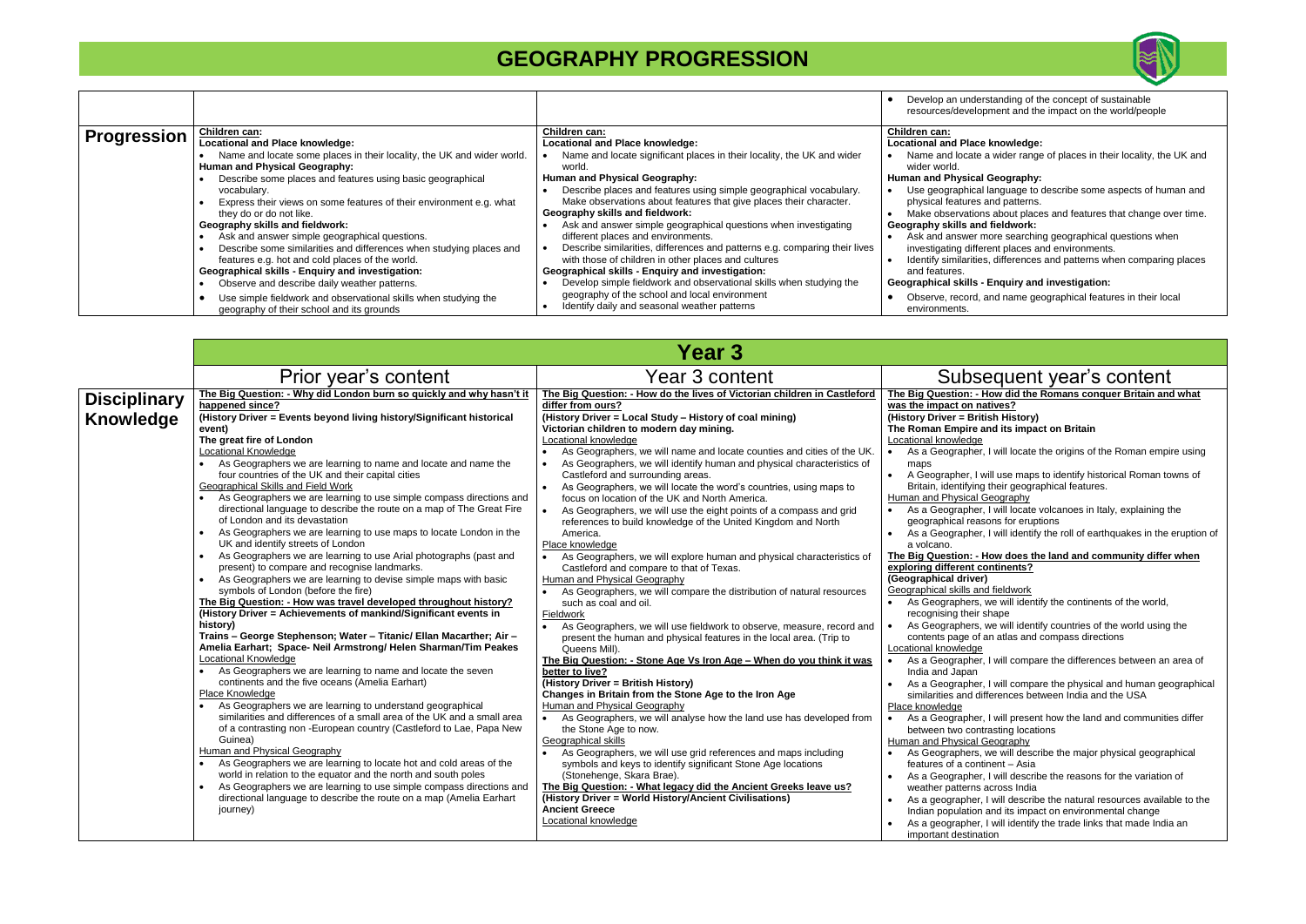# GEOGRAPHY PROGRESSION

| | | | |
|---|---|---|---|
| | | | • Develop an understanding of the concept of sustainable resources/development and the impact on the world/people |
| **Progression** | **Children can:**<br>**Locational and Place knowledge:**<br>• Name and locate some places in their locality, the UK and wider world.<br>**Human and Physical Geography:**<br>• Describe some places and features using basic geographical vocabulary.<br>• Express their views on some features of their environment e.g. what they do or do not like.<br>**Geography skills and fieldwork:**<br>• Ask and answer simple geographical questions.<br>• Describe some similarities and differences when studying places and features e.g. hot and cold places of the world.<br>**Geographical skills - Enquiry and investigation:**<br>• Observe and describe daily weather patterns.<br>• Use simple fieldwork and observational skills when studying the geography of their school and its grounds | **Children can:**<br>**Locational and Place knowledge:**<br>• Name and locate significant places in their locality, the UK and wider world.<br>**Human and Physical Geography:**<br>• Describe places and features using simple geographical vocabulary. Make observations about features that give places their character.<br>**Geography skills and fieldwork:**<br>• Ask and answer simple geographical questions when investigating different places and environments.<br>• Describe similarities, differences and patterns e.g. comparing their lives with those of children in other places and cultures<br>**Geographical skills - Enquiry and investigation:**<br>• Develop simple fieldwork and observational skills when studying the geography of the school and local environment<br>• Identify daily and seasonal weather patterns | **Children can:**<br>**Locational and Place knowledge:**<br>• Name and locate a wider range of places in their locality, the UK and wider world.<br>**Human and Physical Geography:**<br>• Use geographical language to describe some aspects of human and physical features and patterns.<br>• Make observations about places and features that change over time.<br>**Geography skills and fieldwork:**<br>• Ask and answer more searching geographical questions when investigating different places and environments.<br>• Identify similarities, differences and patterns when comparing places and features.<br>**Geographical skills - Enquiry and investigation:**<br>• Observe, record, and name geographical features in their local environments. |

| | Year 3 | | |
|---|---|---|---|
| | **Prior year's content** | **Year 3 content** | **Subsequent year's content** |
| **Disciplinary Knowledge** | **The Big Question: - Why did London burn so quickly and why hasn't it happened since?**<br>**(History Driver = Events beyond living history/Significant historical event)**<br>**The great fire of London**<br>Locational Knowledge<br>• As Geographers we are learning to name and locate and name the four countries of the UK and their capital cities<br>Geographical Skills and Field Work<br>• As Geographers we are learning to use simple compass directions and directional language to describe the route on a map of The Great Fire of London and its devastation<br>• As Geographers we are learning to use maps to locate London in the UK and identify streets of London<br>• As Geographers we are learning to use Arial photographs (past and present) to compare and recognise landmarks.<br>• As Geographers we are learning to devise simple maps with basic symbols of London (before the fire)<br>**The Big Question: - How was travel developed throughout history?**<br>**(History Driver = Achievements of mankind/Significant events in history)**<br>**Trains – George Stephenson; Water – Titanic/ Ellan Macarther; Air – Amelia Earhart; Space- Neil Armstrong/ Helen Sharman/Tim Peakes**<br>Locational Knowledge<br>• As Geographers we are learning to name and locate the seven continents and the five oceans (Amelia Earhart)<br>Place Knowledge<br>• As Geographers we are learning to understand geographical similarities and differences of a small area of the UK and a small area of a contrasting non -European country (Castleford to Lae, Papa New Guinea)<br>Human and Physical Geography<br>• As Geographers we are learning to locate hot and cold areas of the world in relation to the equator and the north and south poles<br>• As Geographers we are learning to use simple compass directions and directional language to describe the route on a map (Amelia Earhart journey) | **The Big Question: - How do the lives of Victorian children in Castleford differ from ours?**<br>**(History Driver = Local Study – History of coal mining)**<br>**Victorian children to modern day mining.**<br>Locational knowledge<br>• As Geographers, we will name and locate counties and cities of the UK.<br>• As Geographers, we will identify human and physical characteristics of Castleford and surrounding areas.<br>• As Geographers, we will locate the word's countries, using maps to focus on location of the UK and North America.<br>• As Geographers, we will use the eight points of a compass and grid references to build knowledge of the United Kingdom and North America.<br>Place knowledge<br>• As Geographers, we will explore human and physical characteristics of Castleford and compare to that of Texas.<br>Human and Physical Geography<br>• As Geographers, we will compare the distribution of natural resources such as coal and oil.<br>Fieldwork<br>• As Geographers, we will use fieldwork to observe, measure, record and present the human and physical features in the local area. (Trip to Queens Mill).<br>**The Big Question: - Stone Age Vs Iron Age – When do you think it was better to live?**<br>**(History Driver = British History)**<br>**Changes in Britain from the Stone Age to the Iron Age**<br>Human and Physical Geography<br>• As Geographers, we will analyse how the land use has developed from the Stone Age to now.<br>Geographical skills<br>• As Geographers, we will use grid references and maps including symbols and keys to identify significant Stone Age locations (Stonehenge, Skara Brae).<br>**The Big Question: - What legacy did the Ancient Greeks leave us?**<br>**(History Driver = World History/Ancient Civilisations)**<br>**Ancient Greece**<br>Locational knowledge | **The Big Question: - How did the Romans conquer Britain and what was the impact on natives?**<br>**(History Driver = British History)**<br>**The Roman Empire and its impact on Britain**<br>Locational knowledge<br>• As a Geographer, I will locate the origins of the Roman empire using maps<br>• A Geographer, I will use maps to identify historical Roman towns of Britain, identifying their geographical features.<br>Human and Physical Geography<br>• As a Geographer, I will locate volcanoes in Italy, explaining the geographical reasons for eruptions<br>• As a Geographer, I will identify the roll of earthquakes in the eruption of a volcano.<br>**The Big Question: - How does the land and community differ when exploring different continents?**<br>**(Geographical driver)**<br>Geographical skills and fieldwork<br>• As Geographers, we will identify the continents of the world, recognising their shape<br>• As Geographers, we will identify countries of the world using the contents page of an atlas and compass directions<br>Locational knowledge<br>• As a Geographer, I will compare the differences between an area of India and Japan<br>• As a Geographer, I will compare the physical and human geographical similarities and differences between India and the USA<br>Place knowledge<br>• As a Geographer, I will present how the land and communities differ between two contrasting locations<br>Human and Physical Geography<br>• As Geographers, we will describe the major physical geographical features of a continent – Asia<br>• As a Geographer, I will describe the reasons for the variation of weather patterns across India<br>• As a geographer, I will describe the natural resources available to the Indian population and its impact on environmental change<br>• As a geographer, I will identify the trade links that made India an important destination |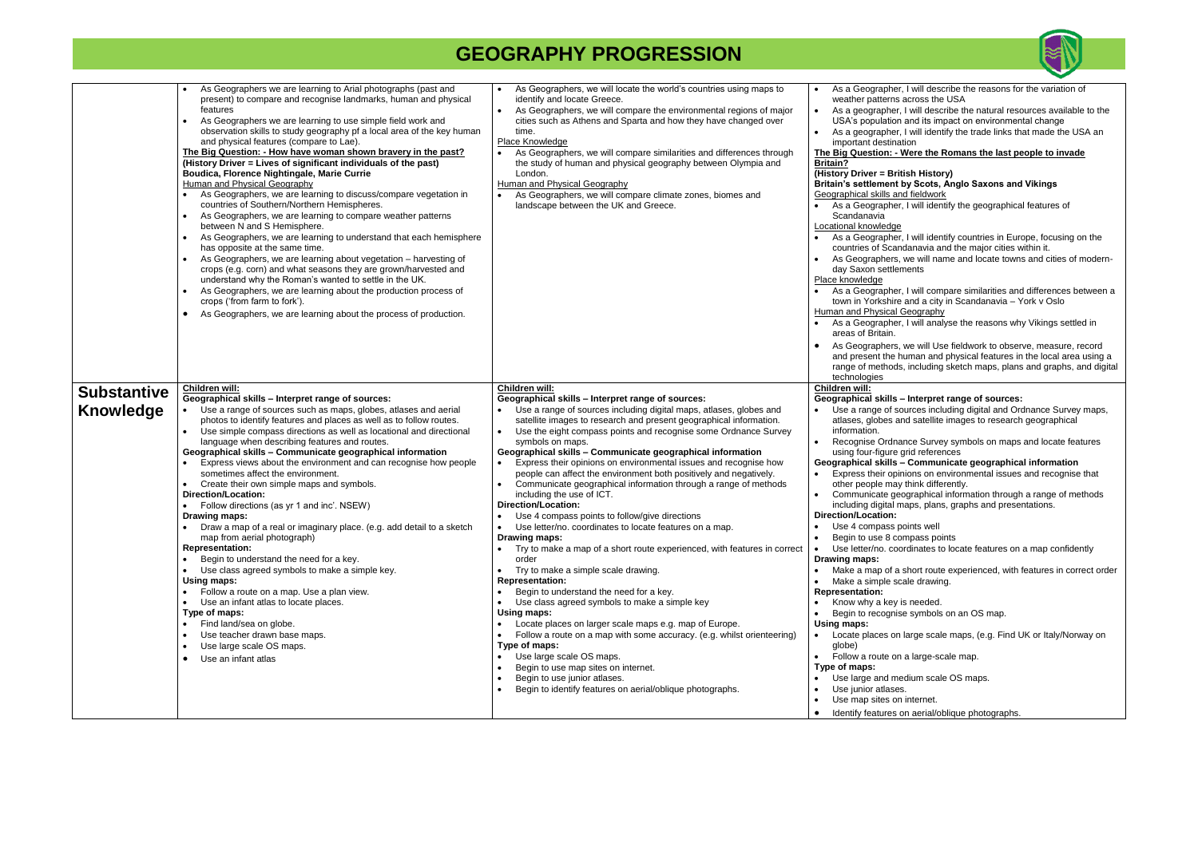# GEOGRAPHY PROGRESSION

| | | | |
|---|---|---|---|
| | • As Geographers we are learning to Arial photographs (past and present) to compare and recognise landmarks, human and physical features<br>• As Geographers we are learning to use simple field work and observation skills to study geography pf a local area of the key human and physical features (compare to Lae).<br>**The Big Question: - How have woman shown bravery in the past?**<br>**(History Driver = Lives of significant individuals of the past)**<br>**Boudica, Florence Nightingale, Marie Currie**<br>Human and Physical Geography<br>• As Geographers, we are learning to discuss/compare vegetation in countries of Southern/Northern Hemispheres.<br>• As Geographers, we are learning to compare weather patterns between N and S Hemisphere.<br>• As Geographers, we are learning to understand that each hemisphere has opposite at the same time.<br>• As Geographers, we are learning about vegetation – harvesting of crops (e.g. corn) and what seasons they are grown/harvested and understand why the Roman's wanted to settle in the UK.<br>• As Geographers, we are learning about the production process of crops ('from farm to fork').<br>• As Geographers, we are learning about the process of production. | • As Geographers, we will locate the world's countries using maps to identify and locate Greece.<br>• As Geographers, we will compare the environmental regions of major cities such as Athens and Sparta and how they have changed over time.<br>Place Knowledge<br>• As Geographers, we will compare similarities and differences through the study of human and physical geography between Olympia and London.<br>Human and Physical Geography<br>• As Geographers, we will compare climate zones, biomes and landscape between the UK and Greece. | • As a Geographer, I will describe the reasons for the variation of weather patterns across the USA<br>• As a geographer, I will describe the natural resources available to the USA's population and its impact on environmental change<br>• As a geographer, I will identify the trade links that made the USA an important destination<br>**The Big Question: - Were the Romans the last people to invade Britain?**<br>**(History Driver = British History)**<br>**Britain's settlement by Scots, Anglo Saxons and Vikings**<br>Geographical skills and fieldwork<br>• As a Geographer, I will identify the geographical features of Scandanavia<br>Locational knowledge<br>• As a Geographer, I will identify countries in Europe, focusing on the countries of Scandanavia and the major cities within it.<br>• As Geographers, we will name and locate towns and cities of modern-day Saxon settlements<br>Place knowledge<br>• As a Geographer, I will compare similarities and differences between a town in Yorkshire and a city in Scandanavia – York v Oslo<br>Human and Physical Geography<br>• As a Geographer, I will analyse the reasons why Vikings settled in areas of Britain.<br>• As Geographers, we will Use fieldwork to observe, measure, record and present the human and physical features in the local area using a range of methods, including sketch maps, plans and graphs, and digital technologies |
| **Substantive Knowledge** | **Children will:**<br>**Geographical skills – Interpret range of sources:**<br>• Use a range of sources such as maps, globes, atlases and aerial photos to identify features and places as well as to follow routes.<br>• Use simple compass directions as well as locational and directional language when describing features and routes.<br>**Geographical skills – Communicate geographical information**<br>• Express views about the environment and can recognise how people sometimes affect the environment.<br>• Create their own simple maps and symbols.<br>**Direction/Location:**<br>• Follow directions (as yr 1 and inc'. NSEW)<br>**Drawing maps:**<br>• Draw a map of a real or imaginary place. (e.g. add detail to a sketch map from aerial photograph)<br>**Representation:**<br>• Begin to understand the need for a key.<br>• Use class agreed symbols to make a simple key.<br>**Using maps:**<br>• Follow a route on a map. Use a plan view.<br>• Use an infant atlas to locate places.<br>**Type of maps:**<br>• Find land/sea on globe.<br>• Use teacher drawn base maps.<br>• Use large scale OS maps.<br>• Use an infant atlas | **Children will:**<br>**Geographical skills – Interpret range of sources:**<br>• Use a range of sources including digital maps, atlases, globes and satellite images to research and present geographical information.<br>• Use the eight compass points and recognise some Ordnance Survey symbols on maps.<br>**Geographical skills – Communicate geographical information**<br>• Express their opinions on environmental issues and recognise how people can affect the environment both positively and negatively.<br>• Communicate geographical information through a range of methods including the use of ICT.<br>**Direction/Location:**<br>• Use 4 compass points to follow/give directions<br>• Use letter/no. coordinates to locate features on a map.<br>**Drawing maps:**<br>• Try to make a map of a short route experienced, with features in correct order<br>• Try to make a simple scale drawing.<br>**Representation:**<br>• Begin to understand the need for a key.<br>• Use class agreed symbols to make a simple key<br>**Using maps:**<br>• Locate places on larger scale maps e.g. map of Europe.<br>• Follow a route on a map with some accuracy. (e.g. whilst orienteering)<br>**Type of maps:**<br>• Use large scale OS maps.<br>• Begin to use map sites on internet.<br>• Begin to use junior atlases.<br>• Begin to identify features on aerial/oblique photographs. | **Children will:**<br>**Geographical skills – Interpret range of sources:**<br>• Use a range of sources including digital and Ordnance Survey maps, atlases, globes and satellite images to research geographical information.<br>• Recognise Ordnance Survey symbols on maps and locate features using four-figure grid references<br>**Geographical skills – Communicate geographical information**<br>• Express their opinions on environmental issues and recognise that other people may think differently.<br>• Communicate geographical information through a range of methods including digital maps, plans, graphs and presentations.<br>**Direction/Location:**<br>• Use 4 compass points well<br>• Begin to use 8 compass points<br>• Use letter/no. coordinates to locate features on a map confidently<br>**Drawing maps:**<br>• Make a map of a short route experienced, with features in correct order<br>• Make a simple scale drawing.<br>**Representation:**<br>• Know why a key is needed.<br>• Begin to recognise symbols on an OS map.<br>**Using maps:**<br>• Locate places on large scale maps, (e.g. Find UK or Italy/Norway on globe)<br>• Follow a route on a large-scale map.<br>**Type of maps:**<br>• Use large and medium scale OS maps.<br>• Use junior atlases.<br>• Use map sites on internet.<br>• Identify features on aerial/oblique photographs. |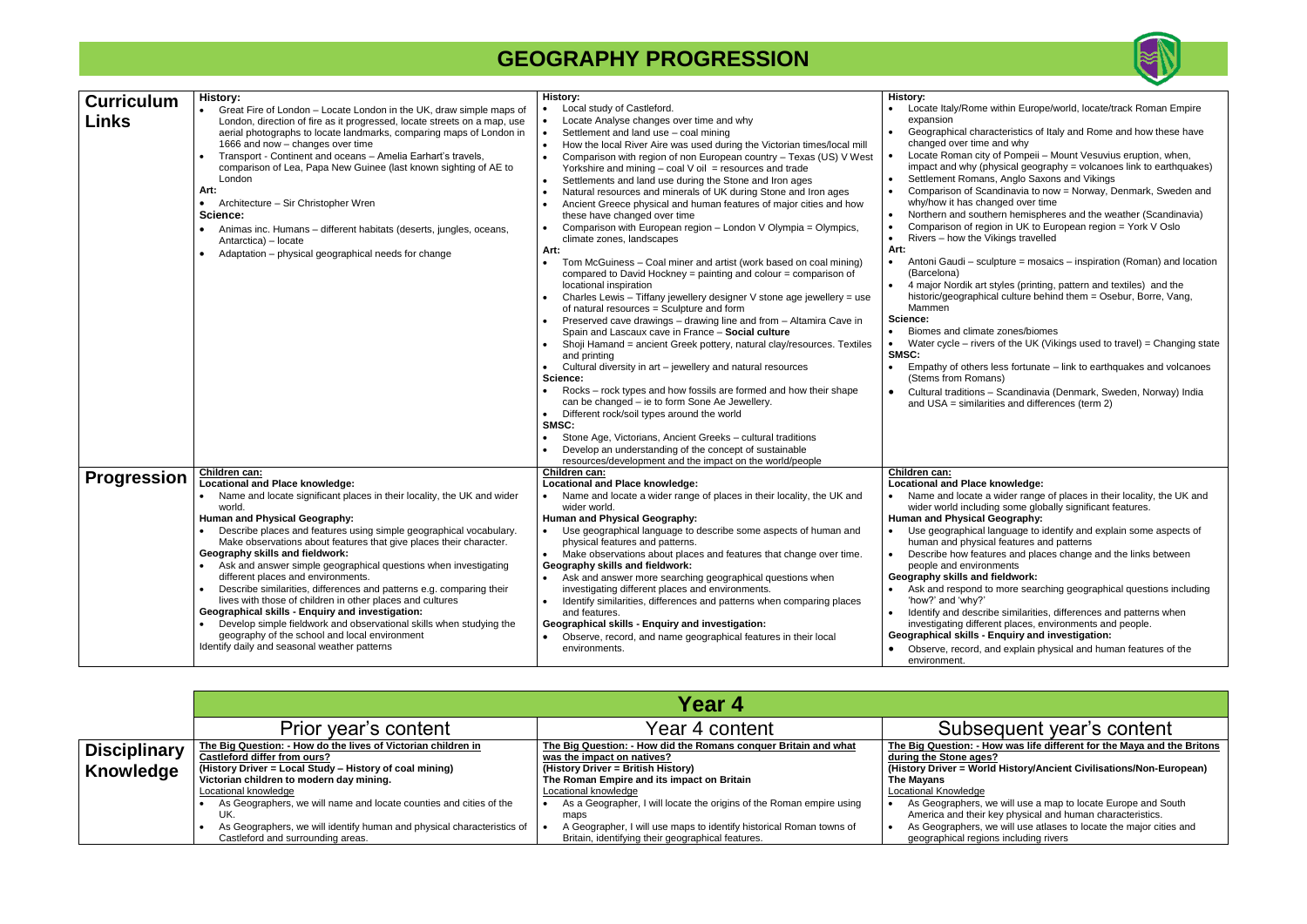# GEOGRAPHY PROGRESSION

| | | | |
|---|---|---|---|
| **Curriculum Links** | **History:**<br>• Great Fire of London – Locate London in the UK, draw simple maps of London, direction of fire as it progressed, locate streets on a map, use aerial photographs to locate landmarks, comparing maps of London in 1666 and now – changes over time<br>• Transport - Continent and oceans – Amelia Earhart's travels, comparison of Lea, Papa New Guinee (last known sighting of AE to London<br>**Art:**<br>• Architecture – Sir Christopher Wren<br>**Science:**<br>• Animas inc. Humans – different habitats (deserts, jungles, oceans, Antarctica) – locate<br>• Adaptation – physical geographical needs for change | **History:**<br>• Local study of Castleford.<br>• Locate Analyse changes over time and why<br>• Settlement and land use – coal mining<br>• How the local River Aire was used during the Victorian times/local mill<br>• Comparison with region of non European country – Texas (US) V West Yorkshire and mining – coal V oil = resources and trade<br>• Settlements and land use during the Stone and Iron ages<br>• Natural resources and minerals of UK during Stone and Iron ages<br>• Ancient Greece physical and human features of major cities and how these have changed over time<br>• Comparison with European region – London V Olympia = Olympics, climate zones, landscapes<br>**Art:**<br>• Tom McGuiness – Coal miner and artist (work based on coal mining) compared to David Hockney = painting and colour = comparison of locational inspiration<br>• Charles Lewis – Tiffany jewellery designer V stone age jewellery = use of natural resources = Sculpture and form<br>• Preserved cave drawings – drawing line and from – Altamira Cave in Spain and Lascaux cave in France – **Social culture**<br>• Shoji Hamand = ancient Greek pottery, natural clay/resources. Textiles and printing<br>• Cultural diversity in art – jewellery and natural resources<br>**Science:**<br>• Rocks – rock types and how fossils are formed and how their shape can be changed – ie to form Sone Ae Jewellery.<br>• Different rock/soil types around the world<br>**SMSC:**<br>• Stone Age, Victorians, Ancient Greeks – cultural traditions<br>• Develop an understanding of the concept of sustainable resources/development and the impact on the world/people | **History:**<br>• Locate Italy/Rome within Europe/world, locate/track Roman Empire expansion<br>• Geographical characteristics of Italy and Rome and how these have changed over time and why<br>• Locate Roman city of Pompeii – Mount Vesuvius eruption, when, impact and why (physical geography = volcanoes link to earthquakes)<br>• Settlement Romans, Anglo Saxons and Vikings<br>• Comparison of Scandinavia to now = Norway, Denmark, Sweden and why/how it has changed over time<br>• Northern and southern hemispheres and the weather (Scandinavia)<br>• Comparison of region in UK to European region = York V Oslo<br>• Rivers – how the Vikings travelled<br>**Art:**<br>• Antoni Gaudi – sculpture = mosaics – inspiration (Roman) and location (Barcelona)<br>• 4 major Nordik art styles (printing, pattern and textiles) and the historic/geographical culture behind them = Osebur, Borre, Vang, Mammen<br>**Science:**<br>• Biomes and climate zones/biomes<br>• Water cycle – rivers of the UK (Vikings used to travel) = Changing state<br>**SMSC:**<br>• Empathy of others less fortunate – link to earthquakes and volcanoes (Stems from Romans)<br>• Cultural traditions – Scandinavia (Denmark, Sweden, Norway) India and USA = similarities and differences (term 2) |
| **Progression** | **Children can:**<br>**Locational and Place knowledge:**<br>• Name and locate significant places in their locality, the UK and wider world.<br>**Human and Physical Geography:**<br>• Describe places and features using simple geographical vocabulary. Make observations about features that give places their character.<br>**Geography skills and fieldwork:**<br>• Ask and answer simple geographical questions when investigating different places and environments.<br>• Describe similarities, differences and patterns e.g. comparing their lives with those of children in other places and cultures<br>**Geographical skills - Enquiry and investigation:**<br>• Develop simple fieldwork and observational skills when studying the geography of the school and local environment<br>Identify daily and seasonal weather patterns | **Children can:**<br>**Locational and Place knowledge:**<br>• Name and locate a wider range of places in their locality, the UK and wider world.<br>**Human and Physical Geography:**<br>• Use geographical language to describe some aspects of human and physical features and patterns.<br>• Make observations about places and features that change over time.<br>**Geography skills and fieldwork:**<br>• Ask and answer more searching geographical questions when investigating different places and environments.<br>• Identify similarities, differences and patterns when comparing places and features.<br>**Geographical skills - Enquiry and investigation:**<br>• Observe, record, and name geographical features in their local environments. | **Children can:**<br>**Locational and Place knowledge:**<br>• Name and locate a wider range of places in their locality, the UK and wider world including some globally significant features.<br>**Human and Physical Geography:**<br>• Use geographical language to identify and explain some aspects of human and physical features and patterns<br>• Describe how features and places change and the links between people and environments<br>**Geography skills and fieldwork:**<br>• Ask and respond to more searching geographical questions including 'how?' and 'why?'<br>• Identify and describe similarities, differences and patterns when investigating different places, environments and people.<br>**Geographical skills - Enquiry and investigation:**<br>• Observe, record, and explain physical and human features of the environment. |

| | Year 4 | | |
|---|---|---|---|
| | **Prior year's content** | **Year 4 content** | **Subsequent year's content** |
| **Disciplinary Knowledge** | **The Big Question: - How do the lives of Victorian children in Castleford differ from ours?**<br>**(History Driver = Local Study – History of coal mining)**<br>**Victorian children to modern day mining.**<br>Locational knowledge<br>• As Geographers, we will name and locate counties and cities of the UK.<br>• As Geographers, we will identify human and physical characteristics of Castleford and surrounding areas. | **The Big Question: - How did the Romans conquer Britain and what was the impact on natives?**<br>**(History Driver = British History)**<br>**The Roman Empire and its impact on Britain**<br>Locational knowledge<br>• As a Geographer, I will locate the origins of the Roman empire using maps<br>• A Geographer, I will use maps to identify historical Roman towns of Britain, identifying their geographical features. | **The Big Question: - How was life different for the Maya and the Britons during the Stone ages?**<br>**(History Driver = World History/Ancient Civilisations/Non-European)**<br>**The Mayans**<br>Locational Knowledge<br>• As Geographers, we will use a map to locate Europe and South America and their key physical and human characteristics.<br>• As Geographers, we will use atlases to locate the major cities and geographical regions including rivers |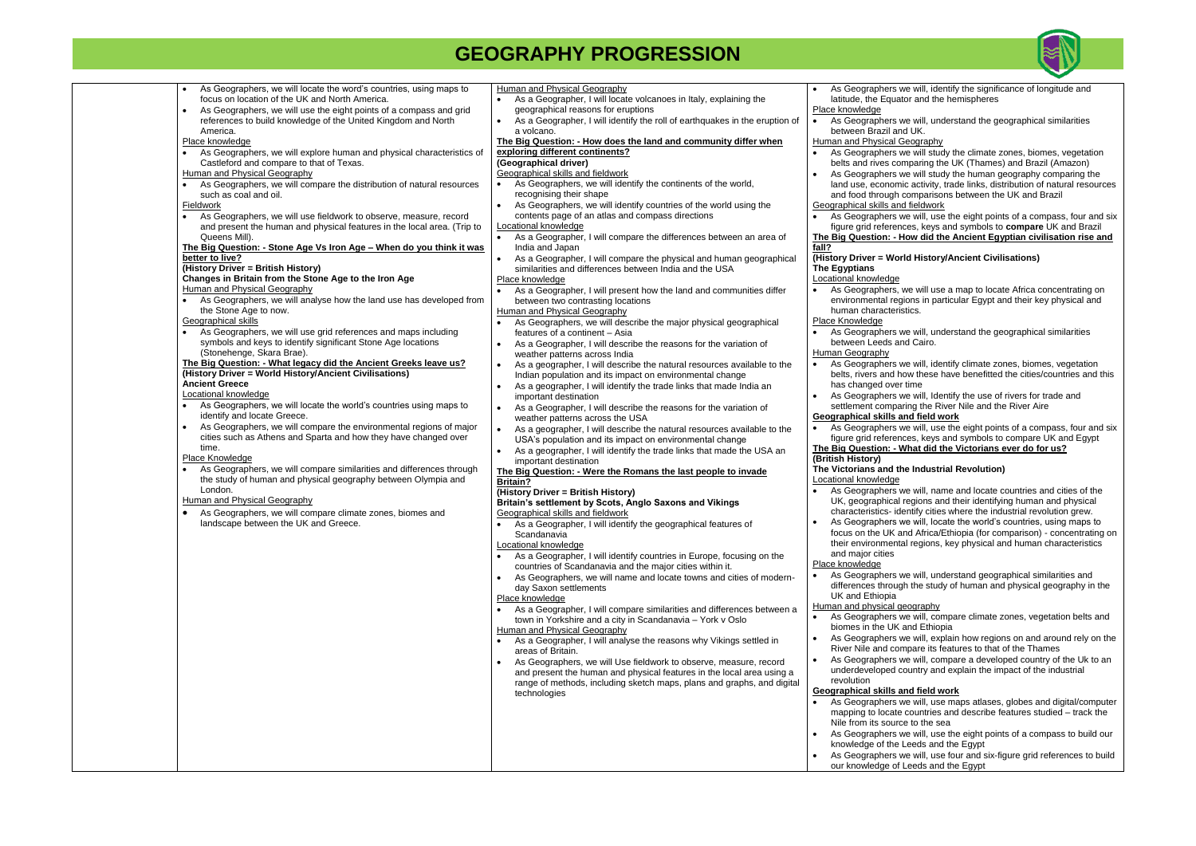# GEOGRAPHY PROGRESSION

- As Geographers, we will locate the word's countries, using maps to focus on location of the UK and North America.
- As Geographers, we will use the eight points of a compass and grid references to build knowledge of the United Kingdom and North America.

Place knowledge

- As Geographers, we will explore human and physical characteristics of Castleford and compare to that of Texas.

Human and Physical Geography

- As Geographers, we will compare the distribution of natural resources such as coal and oil.

Fieldwork

- As Geographers, we will use fieldwork to observe, measure, record and present the human and physical features in the local area. (Trip to Queens Mill).

**The Big Question: - Stone Age Vs Iron Age – When do you think it was better to live?**

**(History Driver = British History)**

**Changes in Britain from the Stone Age to the Iron Age**

Human and Physical Geography

- As Geographers, we will analyse how the land use has developed from the Stone Age to now.

Geographical skills

- As Geographers, we will use grid references and maps including symbols and keys to identify significant Stone Age locations (Stonehenge, Skara Brae).

**The Big Question: - What legacy did the Ancient Greeks leave us?**

**(History Driver = World History/Ancient Civilisations)**

**Ancient Greece**

Locational knowledge

- As Geographers, we will locate the world's countries using maps to identify and locate Greece.
- As Geographers, we will compare the environmental regions of major cities such as Athens and Sparta and how they have changed over time.

Place Knowledge

- As Geographers, we will compare similarities and differences through the study of human and physical geography between Olympia and London.

Human and Physical Geography

- As Geographers, we will compare climate zones, biomes and landscape between the UK and Greece.

Human and Physical Geography

- As a Geographer, I will locate volcanoes in Italy, explaining the geographical reasons for eruptions
- As a Geographer, I will identify the roll of earthquakes in the eruption of a volcano.

**The Big Question: - How does the land and community differ when exploring different continents?**

**(Geographical driver)**

Geographical skills and fieldwork

- As Geographers, we will identify the continents of the world, recognising their shape
- As Geographers, we will identify countries of the world using the contents page of an atlas and compass directions

Locational knowledge

- As a Geographer, I will compare the differences between an area of India and Japan
- As a Geographer, I will compare the physical and human geographical similarities and differences between India and the USA

Place knowledge

- As a Geographer, I will present how the land and communities differ between two contrasting locations

Human and Physical Geography

- As Geographers, we will describe the major physical geographical features of a continent – Asia
- As a Geographer, I will describe the reasons for the variation of weather patterns across India
- As a geographer, I will describe the natural resources available to the Indian population and its impact on environmental change
- As a geographer, I will identify the trade links that made India an important destination
- As a Geographer, I will describe the reasons for the variation of weather patterns across the USA
- As a geographer, I will describe the natural resources available to the USA's population and its impact on environmental change
- As a geographer, I will identify the trade links that made the USA an important destination

**The Big Question: - Were the Romans the last people to invade Britain?**

**(History Driver = British History)**

**Britain's settlement by Scots, Anglo Saxons and Vikings**

Geographical skills and fieldwork

- As a Geographer, I will identify the geographical features of Scandanavia

Locational knowledge

- As a Geographer, I will identify countries in Europe, focusing on the countries of Scandanavia and the major cities within it.
- As Geographers, we will name and locate towns and cities of modern-day Saxon settlements

Place knowledge

- As a Geographer, I will compare similarities and differences between a town in Yorkshire and a city in Scandanavia – York v Oslo

Human and Physical Geography

- As a Geographer, I will analyse the reasons why Vikings settled in areas of Britain.
- As Geographers, we will Use fieldwork to observe, measure, record and present the human and physical features in the local area using a range of methods, including sketch maps, plans and graphs, and digital technologies

- As Geographers we will, identify the significance of longitude and latitude, the Equator and the hemispheres

Place knowledge

- As Geographers we will, understand the geographical similarities between Brazil and UK.

Human and Physical Geography

- As Geographers we will study the climate zones, biomes, vegetation belts and rives comparing the UK (Thames) and Brazil (Amazon)
- As Geographers we will study the human geography comparing the land use, economic activity, trade links, distribution of natural resources and food through comparisons between the UK and Brazil

Geographical skills and fieldwork

- As Geographers we will, use the eight points of a compass, four and six figure grid references, keys and symbols to **compare** UK and Brazil

**The Big Question: - How did the Ancient Egyptian civilisation rise and fall?**

**(History Driver = World History/Ancient Civilisations)**

**The Egyptians**

Locational knowledge

- As Geographers, we will use a map to locate Africa concentrating on environmental regions in particular Egypt and their key physical and human characteristics.

Place Knowledge

- As Geographers we will, understand the geographical similarities between Leeds and Cairo.

Human Geography

- As Geographers we will, identify climate zones, biomes, vegetation belts, rivers and how these have benefitted the cities/countries and this has changed over time
- As Geographers we will, Identify the use of rivers for trade and settlement comparing the River Nile and the River Aire

**Geographical skills and field work**

- As Geographers we will, use the eight points of a compass, four and six figure grid references, keys and symbols to compare UK and Egypt

**The Big Question: - What did the Victorians ever do for us?**

**(British History)**

**The Victorians and the Industrial Revolution)**

Locational knowledge

- As Geographers we will, name and locate countries and cities of the UK, geographical regions and their identifying human and physical characteristics- identify cities where the industrial revolution grew.
- As Geographers we will, locate the world's countries, using maps to focus on the UK and Africa/Ethiopia (for comparison) - concentrating on their environmental regions, key physical and human characteristics and major cities

Place knowledge

- As Geographers we will, understand geographical similarities and differences through the study of human and physical geography in the UK and Ethiopia

Human and physical geography

- As Geographers we will, compare climate zones, vegetation belts and biomes in the UK and Ethiopia
- As Geographers we will, explain how regions on and around rely on the River Nile and compare its features to that of the Thames
- As Geographers we will, compare a developed country of the Uk to an underdeveloped country and explain the impact of the industrial revolution

**Geographical skills and field work**

- As Geographers we will, use maps atlases, globes and digital/computer mapping to locate countries and describe features studied – track the Nile from its source to the sea
- As Geographers we will, use the eight points of a compass to build our knowledge of the Leeds and the Egypt
- As Geographers we will, use four and six-figure grid references to build our knowledge of Leeds and the Egypt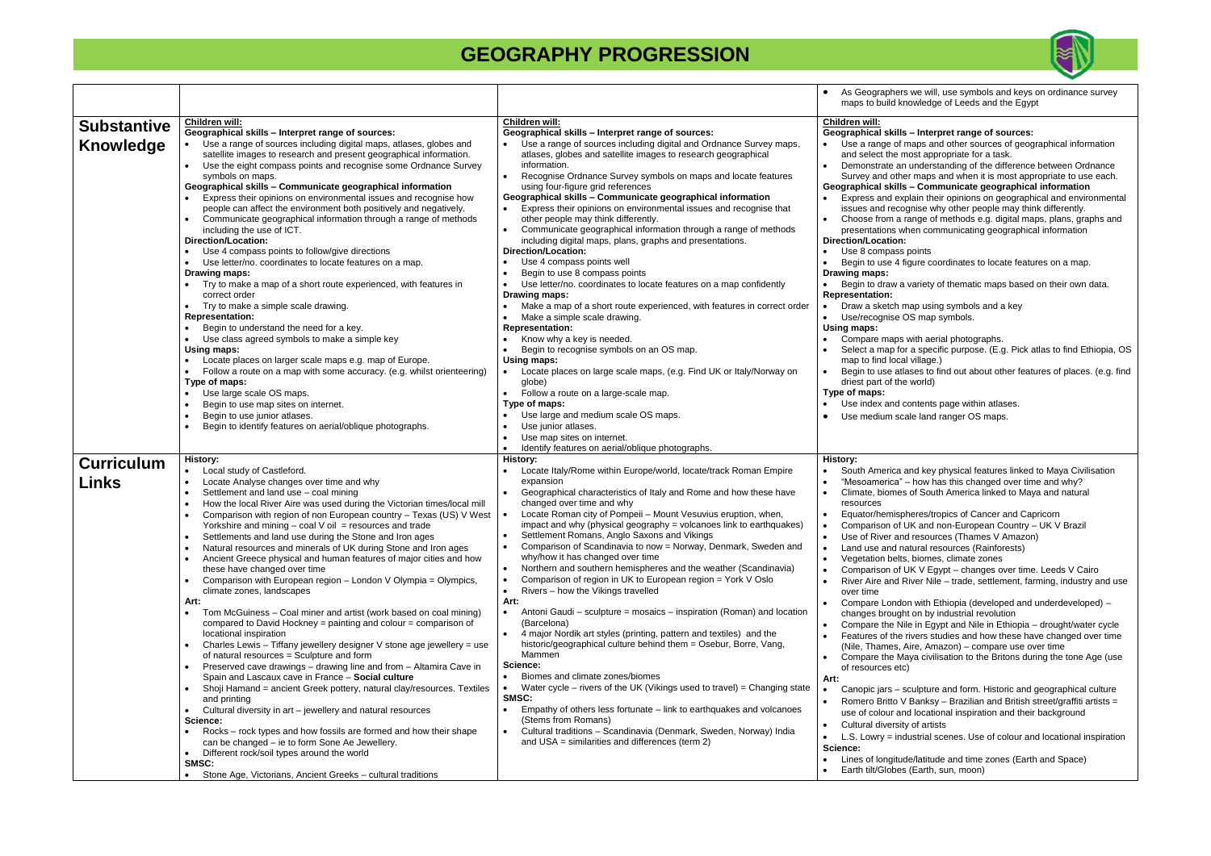# GEOGRAPHY PROGRESSION

| | | | |
|---|---|---|---|
| | | | • As Geographers we will, use symbols and keys on ordinance survey maps to build knowledge of Leeds and the Egypt |
| **Substantive Knowledge** | **Children will:**<br>**Geographical skills – Interpret range of sources:**<br>• Use a range of sources including digital maps, atlases, globes and satellite images to research and present geographical information.<br>• Use the eight compass points and recognise some Ordnance Survey symbols on maps.<br>**Geographical skills – Communicate geographical information**<br>• Express their opinions on environmental issues and recognise how people can affect the environment both positively and negatively.<br>• Communicate geographical information through a range of methods including the use of ICT.<br>**Direction/Location:**<br>• Use 4 compass points to follow/give directions<br>• Use letter/no. coordinates to locate features on a map.<br>**Drawing maps:**<br>• Try to make a map of a short route experienced, with features in correct order<br>• Try to make a simple scale drawing.<br>**Representation:**<br>• Begin to understand the need for a key.<br>• Use class agreed symbols to make a simple key<br>**Using maps:**<br>• Locate places on larger scale maps e.g. map of Europe.<br>• Follow a route on a map with some accuracy. (e.g. whilst orienteering)<br>**Type of maps:**<br>• Use large scale OS maps.<br>• Begin to use map sites on internet.<br>• Begin to use junior atlases.<br>• Begin to identify features on aerial/oblique photographs. | **Children will:**<br>**Geographical skills – Interpret range of sources:**<br>• Use a range of sources including digital and Ordnance Survey maps, atlases, globes and satellite images to research geographical information.<br>• Recognise Ordnance Survey symbols on maps and locate features using four-figure grid references<br>**Geographical skills – Communicate geographical information**<br>• Express their opinions on environmental issues and recognise that other people may think differently.<br>• Communicate geographical information through a range of methods including digital maps, plans, graphs and presentations.<br>**Direction/Location:**<br>• Use 4 compass points well<br>• Begin to use 8 compass points<br>• Use letter/no. coordinates to locate features on a map confidently<br>**Drawing maps:**<br>• Make a map of a short route experienced, with features in correct order<br>• Make a simple scale drawing.<br>**Representation:**<br>• Know why a key is needed.<br>• Begin to recognise symbols on an OS map.<br>**Using maps:**<br>• Locate places on large scale maps, (e.g. Find UK or Italy/Norway on globe)<br>• Follow a route on a large-scale map.<br>**Type of maps:**<br>• Use large and medium scale OS maps.<br>• Use junior atlases.<br>• Use map sites on internet.<br>• Identify features on aerial/oblique photographs. | **Children will:**<br>**Geographical skills – Interpret range of sources:**<br>• Use a range of maps and other sources of geographical information and select the most appropriate for a task.<br>• Demonstrate an understanding of the difference between Ordnance Survey and other maps and when it is most appropriate to use each.<br>**Geographical skills – Communicate geographical information**<br>• Express and explain their opinions on geographical and environmental issues and recognise why other people may think differently.<br>• Choose from a range of methods e.g. digital maps, plans, graphs and presentations when communicating geographical information<br>**Direction/Location:**<br>• Use 8 compass points<br>• Begin to use 4 figure coordinates to locate features on a map.<br>**Drawing maps:**<br>• Begin to draw a variety of thematic maps based on their own data.<br>**Representation:**<br>• Draw a sketch map using symbols and a key<br>• Use/recognise OS map symbols.<br>**Using maps:**<br>• Compare maps with aerial photographs.<br>• Select a map for a specific purpose. (E.g. Pick atlas to find Ethiopia, OS map to find local village.)<br>• Begin to use atlases to find out about other features of places. (e.g. find driest part of the world)<br>**Type of maps:**<br>• Use index and contents page within atlases.<br>• Use medium scale land ranger OS maps. |
| **Curriculum Links** | **History:**<br>• Local study of Castleford.<br>• Locate Analyse changes over time and why<br>• Settlement and land use – coal mining<br>• How the local River Aire was used during the Victorian times/local mill<br>• Comparison with region of non European country – Texas (US) V West Yorkshire and mining – coal V oil = resources and trade<br>• Settlements and land use during the Stone and Iron ages<br>• Natural resources and minerals of UK during Stone and Iron ages<br>• Ancient Greece physical and human features of major cities and how these have changed over time<br>• Comparison with European region – London V Olympia = Olympics, climate zones, landscapes<br>**Art:**<br>• Tom McGuiness – Coal miner and artist (work based on coal mining) compared to David Hockney = painting and colour = comparison of locational inspiration<br>• Charles Lewis – Tiffany jewellery designer V stone age jewellery = use of natural resources = Sculpture and form<br>• Preserved cave drawings – drawing line and from – Altamira Cave in Spain and Lascaux cave in France – **Social culture**<br>• Shoji Hamand = ancient Greek pottery, natural clay/resources. Textiles and printing<br>• Cultural diversity in art – jewellery and natural resources<br>**Science:**<br>• Rocks – rock types and how fossils are formed and how their shape can be changed – ie to form Sone Ae Jewellery.<br>• Different rock/soil types around the world<br>**SMSC:**<br>• Stone Age, Victorians, Ancient Greeks – cultural traditions | **History:**<br>• Locate Italy/Rome within Europe/world, locate/track Roman Empire expansion<br>• Geographical characteristics of Italy and Rome and how these have changed over time and why<br>• Locate Roman city of Pompeii – Mount Vesuvius eruption, when, impact and why (physical geography = volcanoes link to earthquakes)<br>• Settlement Romans, Anglo Saxons and Vikings<br>• Comparison of Scandinavia to now = Norway, Denmark, Sweden and why/how it has changed over time<br>• Northern and southern hemispheres and the weather (Scandinavia)<br>• Comparison of region in UK to European region = York V Oslo<br>• Rivers – how the Vikings travelled<br>**Art:**<br>• Antoni Gaudi – sculpture = mosaics – inspiration (Roman) and location (Barcelona)<br>• 4 major Nordik art styles (printing, pattern and textiles) and the historic/geographical culture behind them = Osebur, Borre, Vang, Mammen<br>**Science:**<br>• Biomes and climate zones/biomes<br>• Water cycle – rivers of the UK (Vikings used to travel) = Changing state<br>**SMSC:**<br>• Empathy of others less fortunate – link to earthquakes and volcanoes (Stems from Romans)<br>• Cultural traditions – Scandinavia (Denmark, Sweden, Norway) India and USA = similarities and differences (term 2) | **History:**<br>• South America and key physical features linked to Maya Civilisation<br>• "Mesoamerica" – how has this changed over time and why?<br>• Climate, biomes of South America linked to Maya and natural resources<br>• Equator/hemispheres/tropics of Cancer and Capricorn<br>• Comparison of UK and non-European Country – UK V Brazil<br>• Use of River and resources (Thames V Amazon)<br>• Land use and natural resources (Rainforests)<br>• Vegetation belts, biomes, climate zones<br>• Comparison of UK V Egypt – changes over time. Leeds V Cairo<br>• River Aire and River Nile – trade, settlement, farming, industry and use over time<br>• Compare London with Ethiopia (developed and underdeveloped) – changes brought on by industrial revolution<br>• Compare the Nile in Egypt and Nile in Ethiopia – drought/water cycle<br>• Features of the rivers studies and how these have changed over time (Nile, Thames, Aire, Amazon) – compare use over time<br>• Compare the Maya civilisation to the Britons during the tone Age (use of resources etc)<br>**Art:**<br>• Canopic jars – sculpture and form. Historic and geographical culture<br>• Romero Britto V Banksy – Brazilian and British street/graffiti artists = use of colour and locational inspiration and their background<br>• Cultural diversity of artists<br>• L.S. Lowry = industrial scenes. Use of colour and locational inspiration<br>**Science:**<br>• Lines of longitude/latitude and time zones (Earth and Space)<br>• Earth tilt/Globes (Earth, sun, moon) |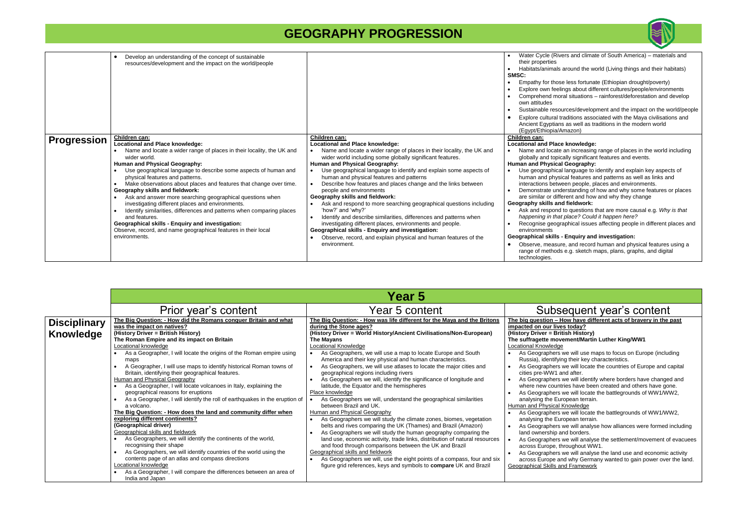# GEOGRAPHY PROGRESSION

| | | | |
|---|---|---|---|
| | • Develop an understanding of the concept of sustainable resources/development and the impact on the world/people | | • Water Cycle (Rivers and climate of South America) – materials and their properties<br>• Habitats/animals around the world (Living things and their habitats)<br>**SMSC:**<br>• Empathy for those less fortunate (Ethiopian drought/poverty)<br>• Explore own feelings about different cultures/people/environments<br>• Comprehend moral situations – rainforest/deforestation and develop own attitudes<br>• Sustainable resources/development and the impact on the world/people<br>• Explore cultural traditions associated with the Maya civilisations and Ancient Egyptians as well as traditions in the modern world (Egypt/Ethiopia/Amazon) |
| **Progression** | **Children can:**<br>**Locational and Place knowledge:**<br>• Name and locate a wider range of places in their locality, the UK and wider world.<br>**Human and Physical Geography:**<br>• Use geographical language to describe some aspects of human and physical features and patterns.<br>• Make observations about places and features that change over time.<br>**Geography skills and fieldwork:**<br>• Ask and answer more searching geographical questions when investigating different places and environments.<br>• Identify similarities, differences and patterns when comparing places and features.<br>**Geographical skills - Enquiry and investigation:**<br>Observe, record, and name geographical features in their local environments. | **Children can:**<br>**Locational and Place knowledge:**<br>• Name and locate a wider range of places in their locality, the UK and wider world including some globally significant features.<br>**Human and Physical Geography:**<br>• Use geographical language to identify and explain some aspects of human and physical features and patterns<br>• Describe how features and places change and the links between people and environments<br>**Geography skills and fieldwork:**<br>• Ask and respond to more searching geographical questions including 'how?' and 'why?'<br>• Identify and describe similarities, differences and patterns when investigating different places, environments and people.<br>**Geographical skills - Enquiry and investigation:**<br>• Observe, record, and explain physical and human features of the environment. | **Children can:**<br>**Locational and Place knowledge:**<br>• Name and locate an increasing range of places in the world including globally and topically significant features and events.<br>**Human and Physical Geography:**<br>• Use geographical language to identify and explain key aspects of human and physical features and patterns as well as links and interactions between people, places and environments.<br>• Demonstrate understanding of how and why some features or places are similar or different and how and why they change<br>**Geography skills and fieldwork:**<br>• Ask and respond to questions that are more causal e.g. *Why is that happening in that place? Could it happen here?*<br>• Recognise geographical issues affecting people in different places and environments<br>**Geographical skills - Enquiry and investigation:**<br>• Observe, measure, and record human and physical features using a range of methods e.g. sketch maps, plans, graphs, and digital technologies. |

| | Year 5 | | |
|---|---|---|---|
| | Prior year's content | Year 5 content | Subsequent year's content |
| **Disciplinary Knowledge** | **The Big Question: - How did the Romans conquer Britain and what was the impact on natives?**<br>**(History Driver = British History)**<br>**The Roman Empire and its impact on Britain**<br>Locational knowledge<br>• As a Geographer, I will locate the origins of the Roman empire using maps<br>• A Geographer, I will use maps to identify historical Roman towns of Britain, identifying their geographical features.<br>Human and Physical Geography<br>• As a Geographer, I will locate volcanoes in Italy, explaining the geographical reasons for eruptions<br>• As a Geographer, I will identify the roll of earthquakes in the eruption of a volcano.<br>**The Big Question: - How does the land and community differ when exploring different continents?**<br>**(Geographical driver)**<br>Geographical skills and fieldwork<br>• As Geographers, we will identify the continents of the world, recognising their shape<br>• As Geographers, we will identify countries of the world using the contents page of an atlas and compass directions<br>Locational knowledge<br>• As a Geographer, I will compare the differences between an area of India and Japan | **The Big Question: - How was life different for the Maya and the Britons during the Stone ages?**<br>**(History Driver = World History/Ancient Civilisations/Non-European)**<br>**The Mayans**<br>Locational Knowledge<br>• As Geographers, we will use a map to locate Europe and South America and their key physical and human characteristics.<br>• As Geographers, we will use atlases to locate the major cities and geographical regions including rivers<br>• As Geographers we will, identify the significance of longitude and latitude, the Equator and the hemispheres<br>Place knowledge<br>• As Geographers we will, understand the geographical similarities between Brazil and UK.<br>Human and Physical Geography<br>• As Geographers we will study the climate zones, biomes, vegetation belts and rives comparing the UK (Thames) and Brazil (Amazon)<br>• As Geographers we will study the human geography comparing the land use, economic activity, trade links, distribution of natural resources and food through comparisons between the UK and Brazil<br>Geographical skills and fieldwork<br>• As Geographers we will, use the eight points of a compass, four and six figure grid references, keys and symbols to **compare** UK and Brazil | **The big question – How have different acts of bravery in the past impacted on our lives today?**<br>**(History Driver = British History)**<br>**The suffragette movement/Martin Luther King/WW1**<br>Locational Knowledge<br>• As Geographers we will use maps to focus on Europe (including Russia), identifying their key characteristics.<br>• As Geographers we will locate the countries of Europe and capital cities pre-WW1 and after.<br>• As Geographers we will identify where borders have changed and where new countries have been created and others have gone.<br>• As Geographers we will locate the battlegrounds of WW1/WW2, analysing the European terrain.<br>Human and Physical Knowledge<br>• As Geographers we will locate the battlegrounds of WW1/WW2, analysing the European terrain.<br>• As Geographers we will analyse how alliances were formed including land ownership and borders.<br>• As Geographers we will analyse the settlement/movement of evacuees across Europe, throughout WW1.<br>• As Geographers we will analyse the land use and economic activity across Europe and why Germany wanted to gain power over the land.<br>Geographical Skills and Framework |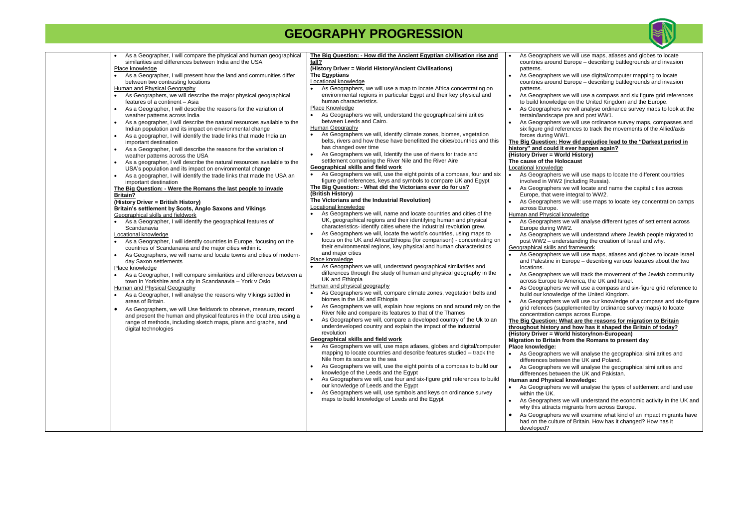# GEOGRAPHY PROGRESSION

- As a Geographer, I will compare the physical and human geographical similarities and differences between India and the USA

Place knowledge

- As a Geographer, I will present how the land and communities differ between two contrasting locations

Human and Physical Geography

- As Geographers, we will describe the major physical geographical features of a continent – Asia
- As a Geographer, I will describe the reasons for the variation of weather patterns across India
- As a geographer, I will describe the natural resources available to the Indian population and its impact on environmental change
- As a geographer, I will identify the trade links that made India an important destination
- As a Geographer, I will describe the reasons for the variation of weather patterns across the USA
- As a geographer, I will describe the natural resources available to the USA's population and its impact on environmental change
- As a geographer, I will identify the trade links that made the USA an important destination

**The Big Question: - Were the Romans the last people to invade Britain?**

**(History Driver = British History)**

**Britain's settlement by Scots, Anglo Saxons and Vikings**

Geographical skills and fieldwork

- As a Geographer, I will identify the geographical features of Scandanavia

Locational knowledge

- As a Geographer, I will identify countries in Europe, focusing on the countries of Scandanavia and the major cities within it.
- As Geographers, we will name and locate towns and cities of modern-day Saxon settlements

Place knowledge

- As a Geographer, I will compare similarities and differences between a town in Yorkshire and a city in Scandanavia – York v Oslo

Human and Physical Geography

- As a Geographer, I will analyse the reasons why Vikings settled in areas of Britain.
- As Geographers, we will Use fieldwork to observe, measure, record and present the human and physical features in the local area using a range of methods, including sketch maps, plans and graphs, and digital technologies

**The Big Question: - How did the Ancient Egyptian civilisation rise and fall?**

**(History Driver = World History/Ancient Civilisations)**

**The Egyptians**

Locational knowledge

- As Geographers, we will use a map to locate Africa concentrating on environmental regions in particular Egypt and their key physical and human characteristics.

Place Knowledge

- As Geographers we will, understand the geographical similarities between Leeds and Cairo.

Human Geography

- As Geographers we will, identify climate zones, biomes, vegetation belts, rivers and how these have benefitted the cities/countries and this has changed over time
- As Geographers we will, Identify the use of rivers for trade and settlement comparing the River Nile and the River Aire

**Geographical skills and field work**

- As Geographers we will, use the eight points of a compass, four and six figure grid references, keys and symbols to compare UK and Egypt

**The Big Question: - What did the Victorians ever do for us?**

**(British History)**

**The Victorians and the Industrial Revolution)**

Locational knowledge

- As Geographers we will, name and locate countries and cities of the UK, geographical regions and their identifying human and physical characteristics- identify cities where the industrial revolution grew.
- As Geographers we will, locate the world's countries, using maps to focus on the UK and Africa/Ethiopia (for comparison) - concentrating on their environmental regions, key physical and human characteristics and major cities

Place knowledge

- As Geographers we will, understand geographical similarities and differences through the study of human and physical geography in the UK and Ethiopia

Human and physical geography

- As Geographers we will, compare climate zones, vegetation belts and biomes in the UK and Ethiopia
- As Geographers we will, explain how regions on and around rely on the River Nile and compare its features to that of the Thames
- As Geographers we will, compare a developed country of the Uk to an underdeveloped country and explain the impact of the industrial revolution

**Geographical skills and field work**

- As Geographers we will, use maps atlases, globes and digital/computer mapping to locate countries and describe features studied – track the Nile from its source to the sea
- As Geographers we will, use the eight points of a compass to build our knowledge of the Leeds and the Egypt
- As Geographers we will, use four and six-figure grid references to build our knowledge of Leeds and the Egypt
- As Geographers we will, use symbols and keys on ordinance survey maps to build knowledge of Leeds and the Egypt

- As Geographers we will use maps, atlases and globes to locate countries around Europe – describing battlegrounds and invasion patterns.
- As Geographers we will use digital/computer mapping to locate countries around Europe – describing battlegrounds and invasion patterns.
- As Geographers we will use a compass and six figure grid references to build knowledge on the United Kingdom and the Europe.
- As Geographers we will analyse ordinance survey maps to look at the terrain/landscape pre and post WW1.
- As Geographers we will use ordinance survey maps, compasses and six figure grid references to track the movements of the Allied/axis forces during WW1.

**The Big Question: How did prejudice lead to the "Darkest period in history" and could it ever happen again?**

**(History Driver = World History)**

**The cause of the Holocaust**

Locational knowledge

- As Geographers we will use maps to locate the different countries involved in WW2 (including Russia).
- As Geographers we will locate and name the capital cities across Europe, that were integral to WW2.
- As Geographers we will: use maps to locate key concentration camps across Europe.

Human and Physical knowledge

- As Geographers we will analyse different types of settlement across Europe during WW2.
- As Geographers we will understand where Jewish people migrated to post WW2 – understanding the creation of Israel and why.

Geographical skills and framework

- As Geographers we will use maps, atlases and globes to locate Israel and Palestine in Europe – describing various features about the two locations.
- As Geographers we will track the movement of the Jewish community across Europe to America, the UK and Israel.
- As Geographers we will use a compass and six-figure grid reference to build our knowledge of the United Kingdom.
- As Geographers we will use our knowledge of a compass and six-figure grid refences (supplemented by ordinance survey maps) to locate concentration camps across Europe.

**The Big Question: What are the reasons for migration to Britain throughout history and how has it shaped the Britain of today?**

**(History Driver = World history/non-European)**

**Migration to Britain from the Romans to present day**

**Place knowledge:**

- As Geographers we will analyse the geographical similarities and differences between the UK and Poland.
- As Geographers we will analyse the geographical similarities and differences between the UK and Pakistan.

**Human and Physical knowledge:**

- As Geographers we will analyse the types of settlement and land use within the UK.
- As Geographers we will understand the economic activity in the UK and why this attracts migrants from across Europe.
- As Geographers we will examine what kind of an impact migrants have had on the culture of Britain. How has it changed? How has it developed?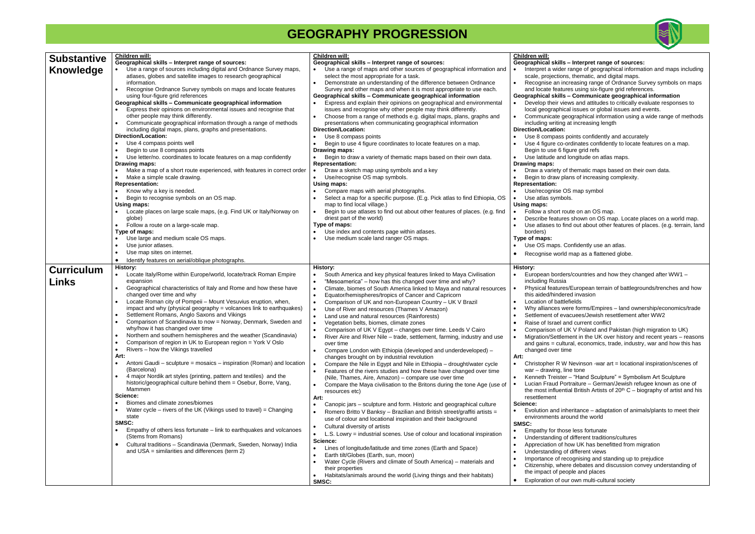# GEOGRAPHY PROGRESSION

| | | | |
|---|---|---|---|
| **Substantive Knowledge** | **Children will:**<br>**Geographical skills – Interpret range of sources:**<br>• Use a range of sources including digital and Ordnance Survey maps, atlases, globes and satellite images to research geographical information.<br>• Recognise Ordnance Survey symbols on maps and locate features using four-figure grid references<br>**Geographical skills – Communicate geographical information**<br>• Express their opinions on environmental issues and recognise that other people may think differently.<br>• Communicate geographical information through a range of methods including digital maps, plans, graphs and presentations.<br>**Direction/Location:**<br>• Use 4 compass points well<br>• Begin to use 8 compass points<br>• Use letter/no. coordinates to locate features on a map confidently<br>**Drawing maps:**<br>• Make a map of a short route experienced, with features in correct order<br>• Make a simple scale drawing.<br>**Representation:**<br>• Know why a key is needed.<br>• Begin to recognise symbols on an OS map.<br>**Using maps:**<br>• Locate places on large scale maps, (e.g. Find UK or Italy/Norway on globe)<br>• Follow a route on a large-scale map.<br>**Type of maps:**<br>• Use large and medium scale OS maps.<br>• Use junior atlases.<br>• Use map sites on internet.<br>• Identify features on aerial/oblique photographs. | **Children will:**<br>**Geographical skills – Interpret range of sources:**<br>• Use a range of maps and other sources of geographical information and select the most appropriate for a task.<br>• Demonstrate an understanding of the difference between Ordnance Survey and other maps and when it is most appropriate to use each.<br>**Geographical skills – Communicate geographical information**<br>• Express and explain their opinions on geographical and environmental issues and recognise why other people may think differently.<br>• Choose from a range of methods e.g. digital maps, plans, graphs and presentations when communicating geographical information<br>**Direction/Location:**<br>• Use 8 compass points<br>• Begin to use 4 figure coordinates to locate features on a map.<br>**Drawing maps:**<br>• Begin to draw a variety of thematic maps based on their own data.<br>**Representation:**<br>• Draw a sketch map using symbols and a key<br>• Use/recognise OS map symbols.<br>**Using maps:**<br>• Compare maps with aerial photographs.<br>• Select a map for a specific purpose. (E.g. Pick atlas to find Ethiopia, OS map to find local village.)<br>• Begin to use atlases to find out about other features of places. (e.g. find driest part of the world)<br>**Type of maps:**<br>• Use index and contents page within atlases.<br>• Use medium scale land ranger OS maps. | **Children will:**<br>**Geographical skills – Interpret range of sources:**<br>• Interpret a wider range of geographical information and maps including scale, projections, thematic, and digital maps.<br>• Recognise an increasing range of Ordnance Survey symbols on maps and locate features using six-figure grid references.<br>**Geographical skills – Communicate geographical information**<br>• Develop their views and attitudes to critically evaluate responses to local geographical issues or global issues and events.<br>• Communicate geographical information using a wide range of methods including writing at increasing length<br>**Direction/Location:**<br>• Use 8 compass points confidently and accurately<br>• Use 4 figure co-ordinates confidently to locate features on a map. Begin to use 6 figure grid refs<br>• Use latitude and longitude on atlas maps.<br>**Drawing maps:**<br>• Draw a variety of thematic maps based on their own data.<br>• Begin to draw plans of increasing complexity.<br>**Representation:**<br>• Use/recognise OS map symbol<br>• Use atlas symbols.<br>**Using maps:**<br>• Follow a short route on an OS map.<br>• Describe features shown on OS map. Locate places on a world map.<br>• Use atlases to find out about other features of places. (e.g. terrain, land borders)<br>**Type of maps:**<br>• Use OS maps. Confidently use an atlas.<br>• Recognise world map as a flattened globe. |
| **Curriculum Links** | **History:**<br>• Locate Italy/Rome within Europe/world, locate/track Roman Empire expansion<br>• Geographical characteristics of Italy and Rome and how these have changed over time and why<br>• Locate Roman city of Pompeii – Mount Vesuvius eruption, when, impact and why (physical geography = volcanoes link to earthquakes)<br>• Settlement Romans, Anglo Saxons and Vikings<br>• Comparison of Scandinavia to now = Norway, Denmark, Sweden and why/how it has changed over time<br>• Northern and southern hemispheres and the weather (Scandinavia)<br>• Comparison of region in UK to European region = York V Oslo<br>• Rivers – how the Vikings travelled<br>**Art:**<br>• Antoni Gaudi – sculpture = mosaics – inspiration (Roman) and location (Barcelona)<br>• 4 major Nordik art styles (printing, pattern and textiles) and the historic/geographical culture behind them = Osebur, Borre, Vang, Mammen<br>**Science:**<br>• Biomes and climate zones/biomes<br>• Water cycle – rivers of the UK (Vikings used to travel) = Changing state<br>**SMSC:**<br>• Empathy of others less fortunate – link to earthquakes and volcanoes (Stems from Romans)<br>• Cultural traditions – Scandinavia (Denmark, Sweden, Norway) India and USA = similarities and differences (term 2) | **History:**<br>• South America and key physical features linked to Maya Civilisation<br>• "Mesoamerica" – how has this changed over time and why?<br>• Climate, biomes of South America linked to Maya and natural resources<br>• Equator/hemispheres/tropics of Cancer and Capricorn<br>• Comparison of UK and non-European Country – UK V Brazil<br>• Use of River and resources (Thames V Amazon)<br>• Land use and natural resources (Rainforests)<br>• Vegetation belts, biomes, climate zones<br>• Comparison of UK V Egypt – changes over time. Leeds V Cairo<br>• River Aire and River Nile – trade, settlement, farming, industry and use over time<br>• Compare London with Ethiopia (developed and underdeveloped) – changes brought on by industrial revolution<br>• Compare the Nile in Egypt and Nile in Ethiopia – drought/water cycle<br>• Features of the rivers studies and how these have changed over time (Nile, Thames, Aire, Amazon) – compare use over time<br>• Compare the Maya civilisation to the Britons during the tone Age (use of resources etc)<br>**Art:**<br>• Canopic jars – sculpture and form. Historic and geographical culture<br>• Romero Britto V Banksy – Brazilian and British street/graffiti artists = use of colour and locational inspiration and their background<br>• Cultural diversity of artists<br>• L.S. Lowry = industrial scenes. Use of colour and locational inspiration<br>**Science:**<br>• Lines of longitude/latitude and time zones (Earth and Space)<br>• Earth tilt/Globes (Earth, sun, moon)<br>• Water Cycle (Rivers and climate of South America) – materials and their properties<br>• Habitats/animals around the world (Living things and their habitats)<br>**SMSC:** | **History:**<br>• European borders/countries and how they changed after WW1 – including Russia<br>• Physical features/European terrain of battlegrounds/trenches and how this aided/hindered invasion<br>• Location of battlefields<br>• Why alliances were forms/Empires – land ownership/economics/trade<br>• Settlement of evacuees/Jewish resettlement after WW2<br>• Raise of Israel and current conflict<br>• Comparison of UK V Poland and Pakistan (high migration to UK)<br>• Migration/Settlement in the UK over history and recent years – reasons and gains = cultural, economics, trade, industry, war and how this has changed over time<br>**Art:**<br>• Christopher R W Nevinson -war art = locational inspiration/scenes of war – drawing, line tone<br>• Kenneth Treister – "Hand Sculpture" = Symbolism Art Sculpture<br>• Lucian Fraud Portraiture – German/Jewish refugee known as one of the most influential British Artists of 20th C – biography of artist and his resettlement<br>**Science:**<br>• Evolution and inheritance – adaptation of animals/plants to meet their environments around the world<br>**SMSC:**<br>• Empathy for those less fortunate<br>• Understanding of different traditions/cultures<br>• Appreciation of how UK has benefitted from migration<br>• Understanding of different views<br>• Importance of recognising and standing up to prejudice<br>• Citizenship, where debates and discussion convey understanding of the impact of people and places<br>• Exploration of our own multi-cultural society |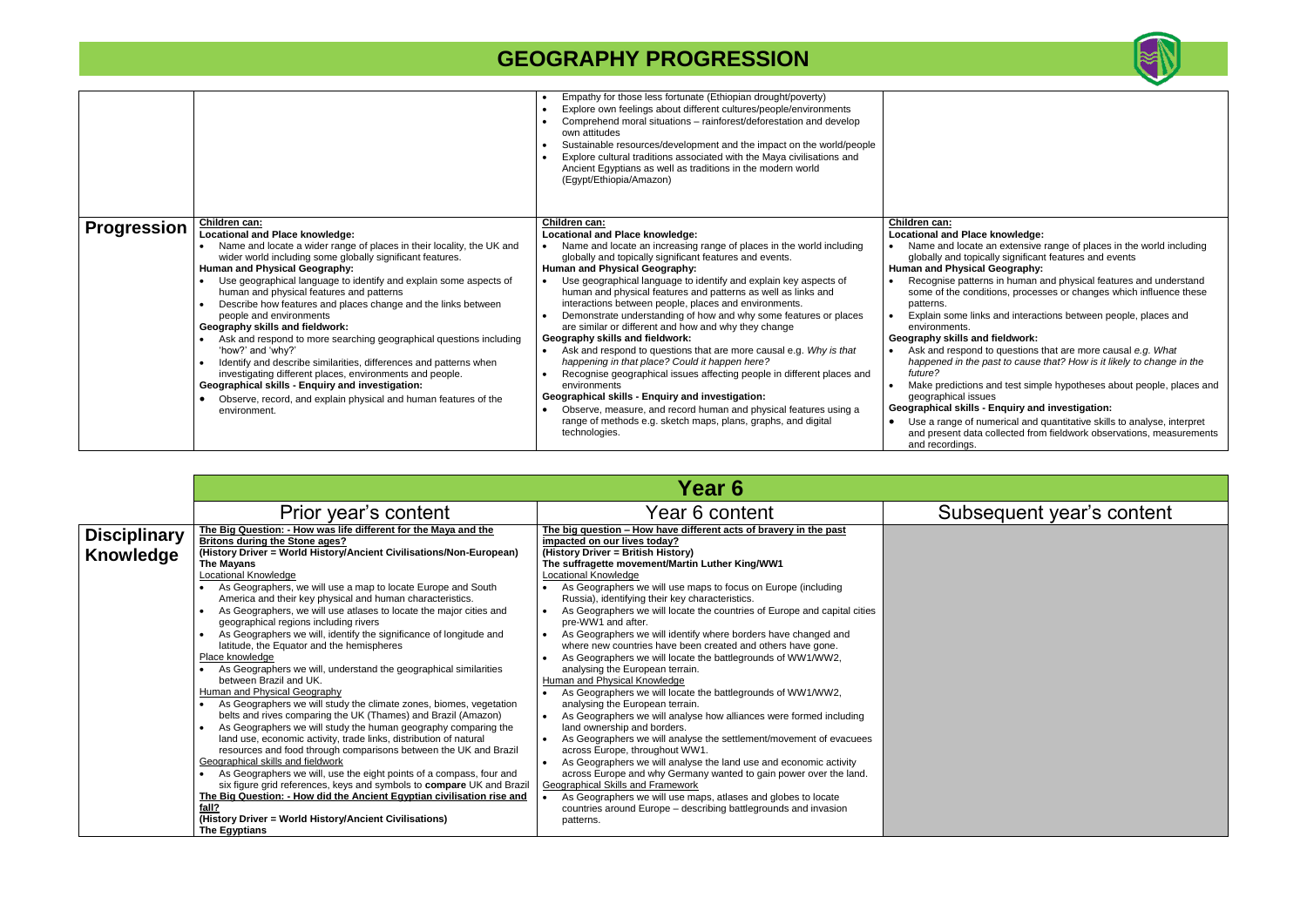# GEOGRAPHY PROGRESSION

| | | | |
|---|---|---|---|
| | | • Empathy for those less fortunate (Ethiopian drought/poverty)<br>• Explore own feelings about different cultures/people/environments<br>• Comprehend moral situations – rainforest/deforestation and develop own attitudes<br>• Sustainable resources/development and the impact on the world/people<br>• Explore cultural traditions associated with the Maya civilisations and Ancient Egyptians as well as traditions in the modern world (Egypt/Ethiopia/Amazon) | |
| **Progression** | **Children can:**<br>**Locational and Place knowledge:**<br>• Name and locate a wider range of places in their locality, the UK and wider world including some globally significant features.<br>**Human and Physical Geography:**<br>• Use geographical language to identify and explain some aspects of human and physical features and patterns<br>• Describe how features and places change and the links between people and environments<br>**Geography skills and fieldwork:**<br>• Ask and respond to more searching geographical questions including 'how?' and 'why?'<br>• Identify and describe similarities, differences and patterns when investigating different places, environments and people.<br>**Geographical skills - Enquiry and investigation:**<br>• Observe, record, and explain physical and human features of the environment. | **Children can:**<br>**Locational and Place knowledge:**<br>• Name and locate an increasing range of places in the world including globally and topically significant features and events.<br>**Human and Physical Geography:**<br>• Use geographical language to identify and explain key aspects of human and physical features and patterns as well as links and interactions between people, places and environments.<br>• Demonstrate understanding of how and why some features or places are similar or different and how and why they change<br>**Geography skills and fieldwork:**<br>• Ask and respond to questions that are more causal e.g. *Why is that happening in that place? Could it happen here?*<br>• Recognise geographical issues affecting people in different places and environments<br>**Geographical skills - Enquiry and investigation:**<br>• Observe, measure, and record human and physical features using a range of methods e.g. sketch maps, plans, graphs, and digital technologies. | **Children can:**<br>**Locational and Place knowledge:**<br>• Name and locate an extensive range of places in the world including globally and topically significant features and events<br>**Human and Physical Geography:**<br>• Recognise patterns in human and physical features and understand some of the conditions, processes or changes which influence these patterns.<br>• Explain some links and interactions between people, places and environments.<br>**Geography skills and fieldwork:**<br>• Ask and respond to questions that are more causal *e.g. What happened in the past to cause that? How is it likely to change in the future?*<br>• Make predictions and test simple hypotheses about people, places and geographical issues<br>**Geographical skills - Enquiry and investigation:**<br>• Use a range of numerical and quantitative skills to analyse, interpret and present data collected from fieldwork observations, measurements and recordings. |

| | Year 6 | | |
|---|---|---|---|
| | Prior year's content | Year 6 content | Subsequent year's content |
| **Disciplinary Knowledge** | **The Big Question: - How was life different for the Maya and the Britons during the Stone ages?**<br>**(History Driver = World History/Ancient Civilisations/Non-European)**<br>**The Mayans**<br>Locational Knowledge<br>• As Geographers, we will use a map to locate Europe and South America and their key physical and human characteristics.<br>• As Geographers, we will use atlases to locate the major cities and geographical regions including rivers<br>• As Geographers we will, identify the significance of longitude and latitude, the Equator and the hemispheres<br>Place knowledge<br>• As Geographers we will, understand the geographical similarities between Brazil and UK.<br>Human and Physical Geography<br>• As Geographers we will study the climate zones, biomes, vegetation belts and rives comparing the UK (Thames) and Brazil (Amazon)<br>• As Geographers we will study the human geography comparing the land use, economic activity, trade links, distribution of natural resources and food through comparisons between the UK and Brazil<br>Geographical skills and fieldwork<br>• As Geographers we will, use the eight points of a compass, four and six figure grid references, keys and symbols to **compare** UK and Brazil<br>**The Big Question: - How did the Ancient Egyptian civilisation rise and fall?**<br>**(History Driver = World History/Ancient Civilisations)**<br>**The Egyptians** | **The big question – How have different acts of bravery in the past impacted on our lives today?**<br>**(History Driver = British History)**<br>**The suffragette movement/Martin Luther King/WW1**<br>Locational Knowledge<br>• As Geographers we will use maps to focus on Europe (including Russia), identifying their key characteristics.<br>• As Geographers we will locate the countries of Europe and capital cities pre-WW1 and after.<br>• As Geographers we will identify where borders have changed and where new countries have been created and others have gone.<br>• As Geographers we will locate the battlegrounds of WW1/WW2, analysing the European terrain.<br>Human and Physical Knowledge<br>• As Geographers we will locate the battlegrounds of WW1/WW2, analysing the European terrain.<br>• As Geographers we will analyse how alliances were formed including land ownership and borders.<br>• As Geographers we will analyse the settlement/movement of evacuees across Europe, throughout WW1.<br>• As Geographers we will analyse the land use and economic activity across Europe and why Germany wanted to gain power over the land.<br>Geographical Skills and Framework<br>• As Geographers we will use maps, atlases and globes to locate countries around Europe – describing battlegrounds and invasion patterns. | |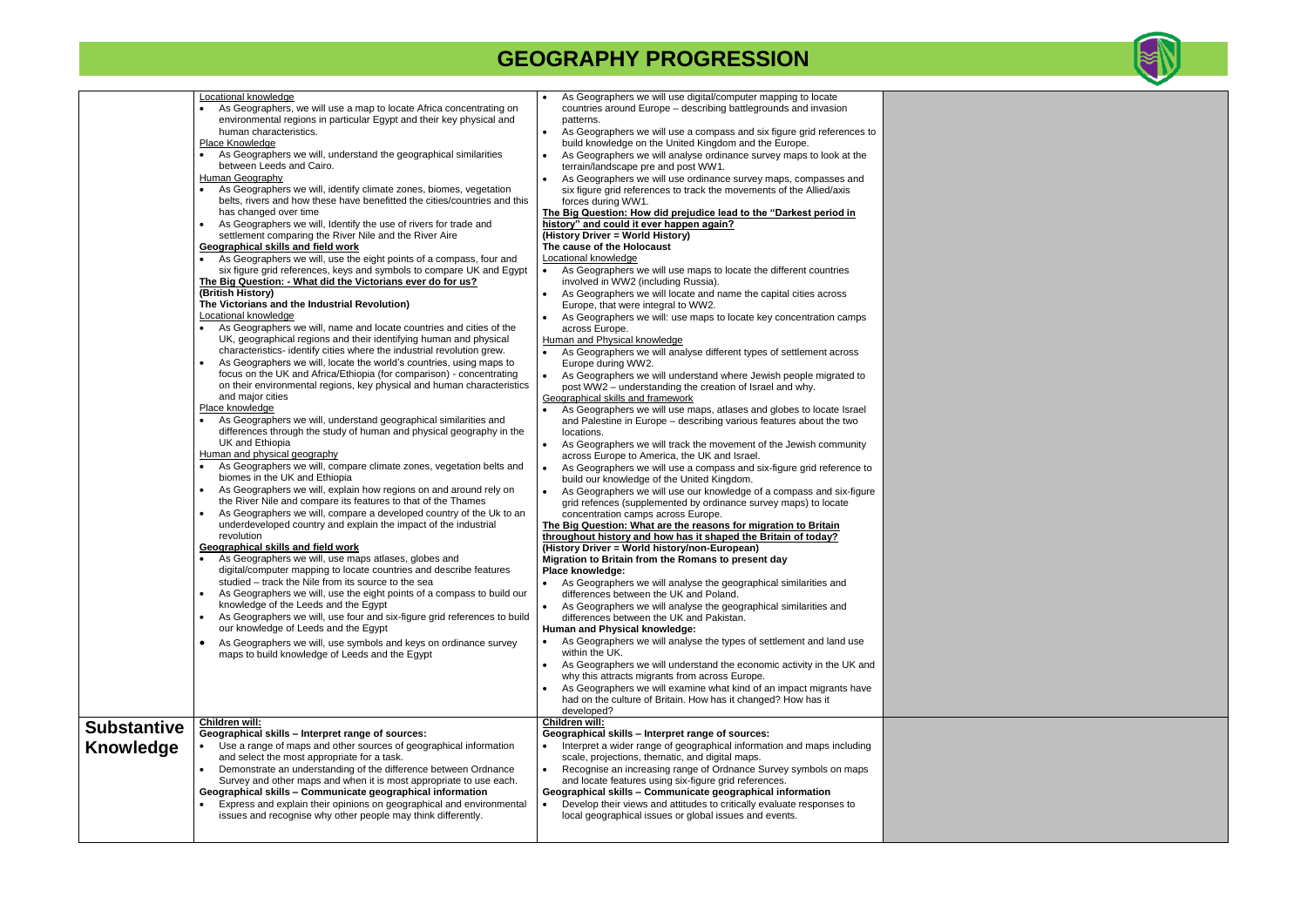# GEOGRAPHY PROGRESSION

| | | | |
|---|---|---|---|
| | <u>Locational knowledge</u><br>• As Geographers, we will use a map to locate Africa concentrating on environmental regions in particular Egypt and their key physical and human characteristics.<br><u>Place Knowledge</u><br>• As Geographers we will, understand the geographical similarities between Leeds and Cairo.<br><u>Human Geography</u><br>• As Geographers we will, identify climate zones, biomes, vegetation belts, rivers and how these have benefitted the cities/countries and this has changed over time<br>• As Geographers we will, Identify the use of rivers for trade and settlement comparing the River Nile and the River Aire<br>**<u>Geographical skills and field work</u>**<br>• As Geographers we will, use the eight points of a compass, four and six figure grid references, keys and symbols to compare UK and Egypt<br>**<u>The Big Question: - What did the Victorians ever do for us?</u>**<br>**(British History)**<br>**The Victorians and the Industrial Revolution)**<br><u>Locational knowledge</u><br>• As Geographers we will, name and locate countries and cities of the UK, geographical regions and their identifying human and physical characteristics- identify cities where the industrial revolution grew.<br>• As Geographers we will, locate the world's countries, using maps to focus on the UK and Africa/Ethiopia (for comparison) - concentrating on their environmental regions, key physical and human characteristics and major cities<br><u>Place knowledge</u><br>• As Geographers we will, understand geographical similarities and differences through the study of human and physical geography in the UK and Ethiopia<br><u>Human and physical geography</u><br>• As Geographers we will, compare climate zones, vegetation belts and biomes in the UK and Ethiopia<br>• As Geographers we will, explain how regions on and around rely on the River Nile and compare its features to that of the Thames<br>• As Geographers we will, compare a developed country of the Uk to an underdeveloped country and explain the impact of the industrial revolution<br>**<u>Geographical skills and field work</u>**<br>• As Geographers we will, use maps atlases, globes and digital/computer mapping to locate countries and describe features studied – track the Nile from its source to the sea<br>• As Geographers we will, use the eight points of a compass to build our knowledge of the Leeds and the Egypt<br>• As Geographers we will, use four and six-figure grid references to build our knowledge of Leeds and the Egypt<br>• As Geographers we will, use symbols and keys on ordinance survey maps to build knowledge of Leeds and the Egypt | • As Geographers we will use digital/computer mapping to locate countries around Europe – describing battlegrounds and invasion patterns.<br>• As Geographers we will use a compass and six figure grid references to build knowledge on the United Kingdom and the Europe.<br>• As Geographers we will analyse ordinance survey maps to look at the terrain/landscape pre and post WW1.<br>• As Geographers we will use ordinance survey maps, compasses and six figure grid references to track the movements of the Allied/axis forces during WW1.<br>**<u>The Big Question: How did prejudice lead to the "Darkest period in history" and could it ever happen again?</u>**<br>**(History Driver = World History)**<br>**The cause of the Holocaust**<br><u>Locational knowledge</u><br>• As Geographers we will use maps to locate the different countries involved in WW2 (including Russia).<br>• As Geographers we will locate and name the capital cities across Europe, that were integral to WW2.<br>• As Geographers we will: use maps to locate key concentration camps across Europe.<br><u>Human and Physical knowledge</u><br>• As Geographers we will analyse different types of settlement across Europe during WW2.<br>• As Geographers we will understand where Jewish people migrated to post WW2 – understanding the creation of Israel and why.<br><u>Geographical skills and framework</u><br>• As Geographers we will use maps, atlases and globes to locate Israel and Palestine in Europe – describing various features about the two locations.<br>• As Geographers we will track the movement of the Jewish community across Europe to America, the UK and Israel.<br>• As Geographers we will use a compass and six-figure grid reference to build our knowledge of the United Kingdom.<br>• As Geographers we will use our knowledge of a compass and six-figure grid refences (supplemented by ordinance survey maps) to locate concentration camps across Europe.<br>**<u>The Big Question: What are the reasons for migration to Britain throughout history and how has it shaped the Britain of today?</u>**<br>**(History Driver = World history/non-European)**<br>**Migration to Britain from the Romans to present day**<br>**Place knowledge:**<br>• As Geographers we will analyse the geographical similarities and differences between the UK and Poland.<br>• As Geographers we will analyse the geographical similarities and differences between the UK and Pakistan.<br>**Human and Physical knowledge:**<br>• As Geographers we will analyse the types of settlement and land use within the UK.<br>• As Geographers we will understand the economic activity in the UK and why this attracts migrants from across Europe.<br>• As Geographers we will examine what kind of an impact migrants have had on the culture of Britain. How has it changed? How has it developed? | |
| **Substantive Knowledge** | **<u>Children will:</u>**<br>**Geographical skills – Interpret range of sources:**<br>• Use a range of maps and other sources of geographical information and select the most appropriate for a task.<br>• Demonstrate an understanding of the difference between Ordnance Survey and other maps and when it is most appropriate to use each.<br>**Geographical skills – Communicate geographical information**<br>• Express and explain their opinions on geographical and environmental issues and recognise why other people may think differently. | **<u>Children will:</u>**<br>**Geographical skills – Interpret range of sources:**<br>• Interpret a wider range of geographical information and maps including scale, projections, thematic, and digital maps.<br>• Recognise an increasing range of Ordnance Survey symbols on maps and locate features using six-figure grid references.<br>**Geographical skills – Communicate geographical information**<br>• Develop their views and attitudes to critically evaluate responses to local geographical issues or global issues and events. | |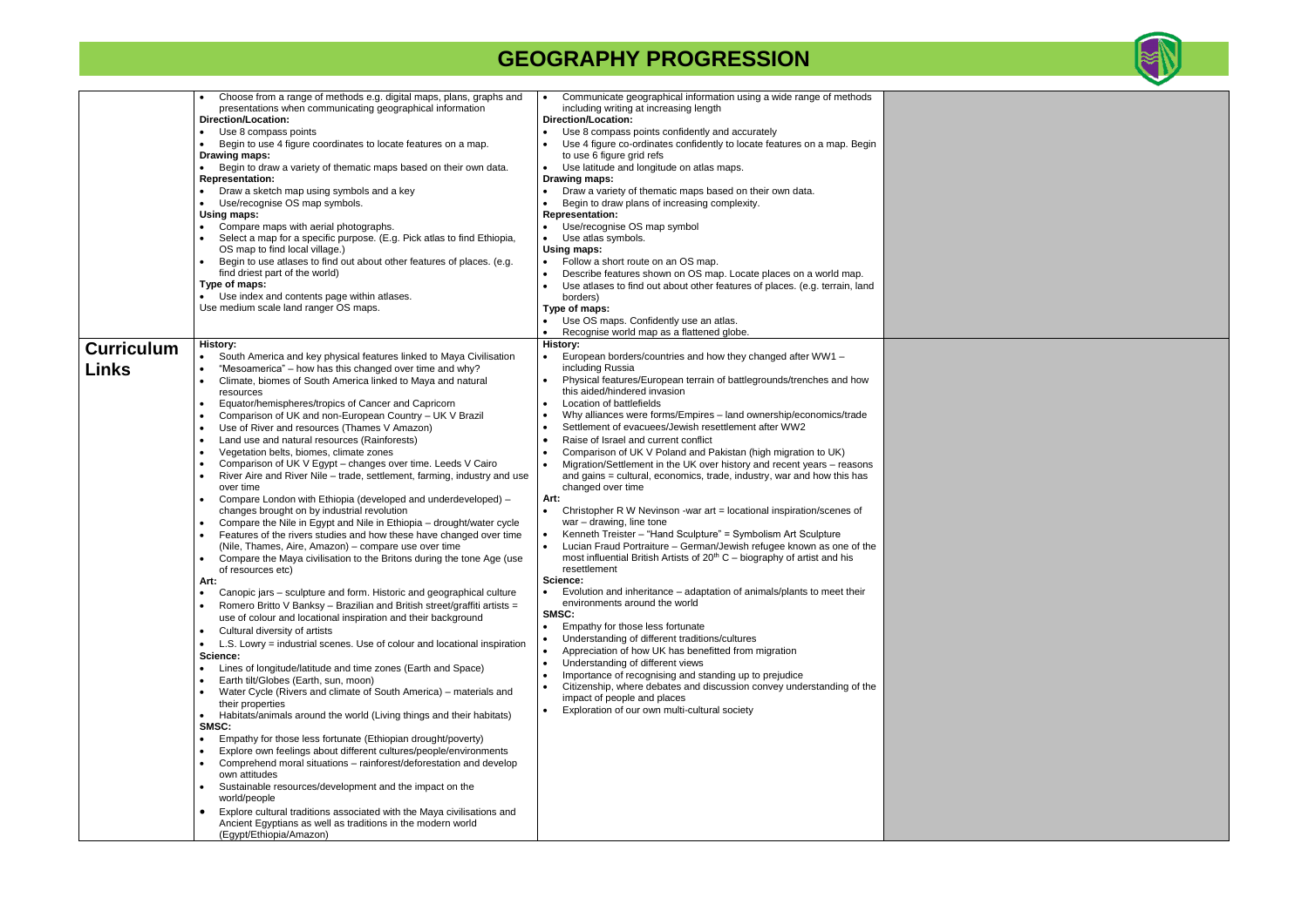# GEOGRAPHY PROGRESSION

| | | | |
|---|---|---|---|
| | • Choose from a range of methods e.g. digital maps, plans, graphs and presentations when communicating geographical information<br>**Direction/Location:**<br>• Use 8 compass points<br>• Begin to use 4 figure coordinates to locate features on a map.<br>**Drawing maps:**<br>• Begin to draw a variety of thematic maps based on their own data.<br>**Representation:**<br>• Draw a sketch map using symbols and a key<br>• Use/recognise OS map symbols.<br>**Using maps:**<br>• Compare maps with aerial photographs.<br>• Select a map for a specific purpose. (E.g. Pick atlas to find Ethiopia, OS map to find local village.)<br>• Begin to use atlases to find out about other features of places. (e.g. find driest part of the world)<br>**Type of maps:**<br>• Use index and contents page within atlases.<br>Use medium scale land ranger OS maps. | • Communicate geographical information using a wide range of methods including writing at increasing length<br>**Direction/Location:**<br>• Use 8 compass points confidently and accurately<br>• Use 4 figure co-ordinates confidently to locate features on a map. Begin to use 6 figure grid refs<br>• Use latitude and longitude on atlas maps.<br>**Drawing maps:**<br>• Draw a variety of thematic maps based on their own data.<br>• Begin to draw plans of increasing complexity.<br>**Representation:**<br>• Use/recognise OS map symbol<br>• Use atlas symbols.<br>**Using maps:**<br>• Follow a short route on an OS map.<br>• Describe features shown on OS map. Locate places on a world map.<br>• Use atlases to find out about other features of places. (e.g. terrain, land borders)<br>**Type of maps:**<br>• Use OS maps. Confidently use an atlas.<br>• Recognise world map as a flattened globe. | |
| **Curriculum Links** | **History:**<br>• South America and key physical features linked to Maya Civilisation<br>• "Mesoamerica" – how has this changed over time and why?<br>• Climate, biomes of South America linked to Maya and natural resources<br>• Equator/hemispheres/tropics of Cancer and Capricorn<br>• Comparison of UK and non-European Country – UK V Brazil<br>• Use of River and resources (Thames V Amazon)<br>• Land use and natural resources (Rainforests)<br>• Vegetation belts, biomes, climate zones<br>• Comparison of UK V Egypt – changes over time. Leeds V Cairo<br>• River Aire and River Nile – trade, settlement, farming, industry and use over time<br>• Compare London with Ethiopia (developed and underdeveloped) – changes brought on by industrial revolution<br>• Compare the Nile in Egypt and Nile in Ethiopia – drought/water cycle<br>• Features of the rivers studies and how these have changed over time (Nile, Thames, Aire, Amazon) – compare use over time<br>• Compare the Maya civilisation to the Britons during the tone Age (use of resources etc)<br>**Art:**<br>• Canopic jars – sculpture and form. Historic and geographical culture<br>• Romero Britto V Banksy – Brazilian and British street/graffiti artists = use of colour and locational inspiration and their background<br>• Cultural diversity of artists<br>• L.S. Lowry = industrial scenes. Use of colour and locational inspiration<br>**Science:**<br>• Lines of longitude/latitude and time zones (Earth and Space)<br>• Earth tilt/Globes (Earth, sun, moon)<br>• Water Cycle (Rivers and climate of South America) – materials and their properties<br>• Habitats/animals around the world (Living things and their habitats)<br>**SMSC:**<br>• Empathy for those less fortunate (Ethiopian drought/poverty)<br>• Explore own feelings about different cultures/people/environments<br>• Comprehend moral situations – rainforest/deforestation and develop own attitudes<br>• Sustainable resources/development and the impact on the world/people<br>• Explore cultural traditions associated with the Maya civilisations and Ancient Egyptians as well as traditions in the modern world (Egypt/Ethiopia/Amazon) | **History:**<br>• European borders/countries and how they changed after WW1 – including Russia<br>• Physical features/European terrain of battlegrounds/trenches and how this aided/hindered invasion<br>• Location of battlefields<br>• Why alliances were forms/Empires – land ownership/economics/trade<br>• Settlement of evacuees/Jewish resettlement after WW2<br>• Raise of Israel and current conflict<br>• Comparison of UK V Poland and Pakistan (high migration to UK)<br>• Migration/Settlement in the UK over history and recent years – reasons and gains = cultural, economics, trade, industry, war and how this has changed over time<br>**Art:**<br>• Christopher R W Nevinson -war art = locational inspiration/scenes of war – drawing, line tone<br>• Kenneth Treister – "Hand Sculpture" = Symbolism Art Sculpture<br>• Lucian Fraud Portraiture – German/Jewish refugee known as one of the most influential British Artists of 20th C – biography of artist and his resettlement<br>**Science:**<br>• Evolution and inheritance – adaptation of animals/plants to meet their environments around the world<br>**SMSC:**<br>• Empathy for those less fortunate<br>• Understanding of different traditions/cultures<br>• Appreciation of how UK has benefitted from migration<br>• Understanding of different views<br>• Importance of recognising and standing up to prejudice<br>• Citizenship, where debates and discussion convey understanding of the impact of people and places<br>• Exploration of our own multi-cultural society | |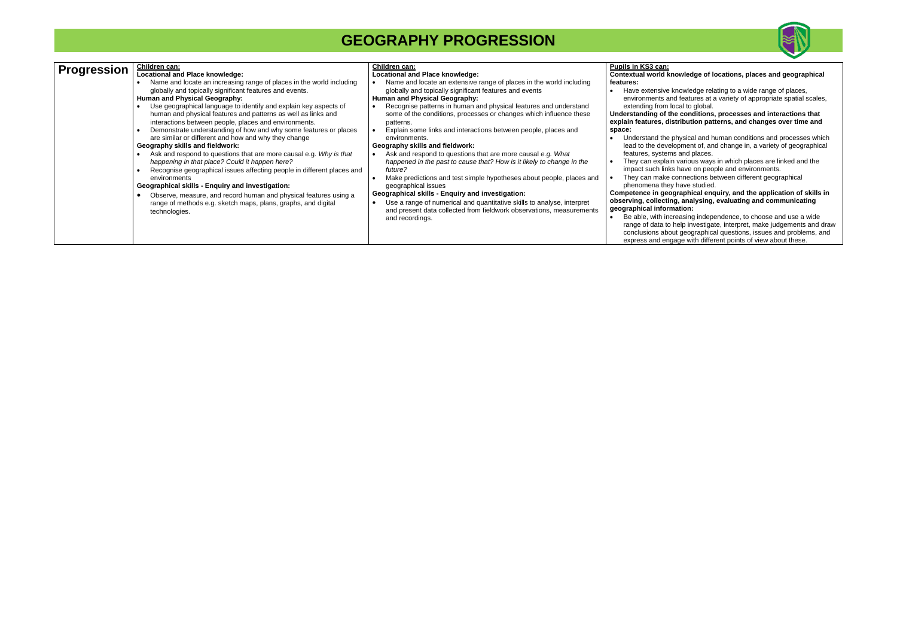# GEOGRAPHY PROGRESSION

| Progression | Children can: | Children can: | Pupils in KS3 can: |
|---|---|---|---|
| | **Locational and Place knowledge:**<br>• Name and locate an increasing range of places in the world including globally and topically significant features and events.<br>**Human and Physical Geography:**<br>• Use geographical language to identify and explain key aspects of human and physical features and patterns as well as links and interactions between people, places and environments.<br>• Demonstrate understanding of how and why some features or places are similar or different and how and why they change<br>**Geography skills and fieldwork:**<br>• Ask and respond to questions that are more causal e.g. *Why is that happening in that place? Could it happen here?*<br>• Recognise geographical issues affecting people in different places and environments<br>**Geographical skills - Enquiry and investigation:**<br>• Observe, measure, and record human and physical features using a range of methods e.g. sketch maps, plans, graphs, and digital technologies. | **Locational and Place knowledge:**<br>• Name and locate an extensive range of places in the world including globally and topically significant features and events<br>**Human and Physical Geography:**<br>• Recognise patterns in human and physical features and understand some of the conditions, processes or changes which influence these patterns.<br>• Explain some links and interactions between people, places and environments.<br>**Geography skills and fieldwork:**<br>• Ask and respond to questions that are more causal *e.g. What happened in the past to cause that? How is it likely to change in the future?*<br>• Make predictions and test simple hypotheses about people, places and geographical issues<br>**Geographical skills - Enquiry and investigation:**<br>• Use a range of numerical and quantitative skills to analyse, interpret and present data collected from fieldwork observations, measurements and recordings. | **Contextual world knowledge of locations, places and geographical features:**<br>• Have extensive knowledge relating to a wide range of places, environments and features at a variety of appropriate spatial scales, extending from local to global.<br>**Understanding of the conditions, processes and interactions that explain features, distribution patterns, and changes over time and space:**<br>• Understand the physical and human conditions and processes which lead to the development of, and change in, a variety of geographical features, systems and places.<br>• They can explain various ways in which places are linked and the impact such links have on people and environments.<br>• They can make connections between different geographical phenomena they have studied.<br>**Competence in geographical enquiry, and the application of skills in observing, collecting, analysing, evaluating and communicating geographical information:**<br>• Be able, with increasing independence, to choose and use a wide range of data to help investigate, interpret, make judgements and draw conclusions about geographical questions, issues and problems, and express and engage with different points of view about these. |